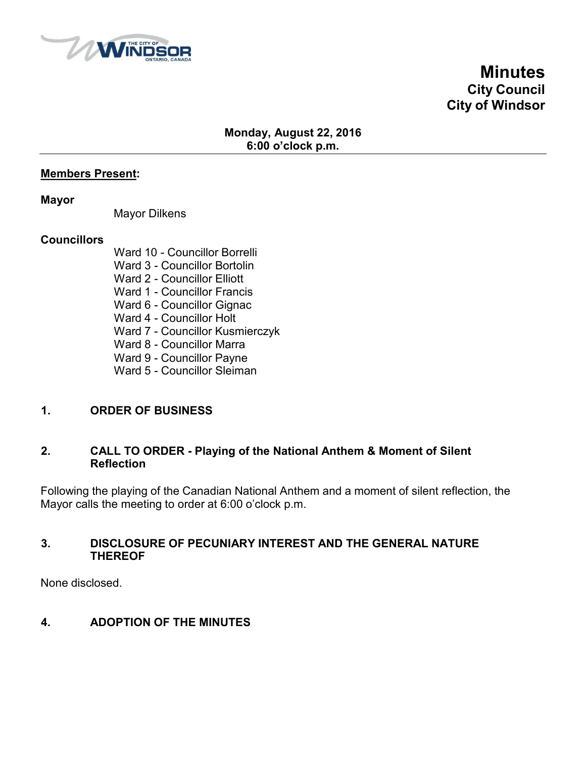# Minutes
## City Council
## City of Windsor

**Monday, August 22, 2016**
**6:00 o'clock p.m.**

---

**Members Present:**

**Mayor**

Mayor Dilkens

**Councillors**

Ward 10 - Councillor Borrelli
Ward 3 - Councillor Bortolin
Ward 2 - Councillor Elliott
Ward 1 - Councillor Francis
Ward 6 - Councillor Gignac
Ward 4 - Councillor Holt
Ward 7 - Councillor Kusmierczyk
Ward 8 - Councillor Marra
Ward 9 - Councillor Payne
Ward 5 - Councillor Sleiman

### 1. ORDER OF BUSINESS

### 2. CALL TO ORDER - Playing of the National Anthem & Moment of Silent Reflection

Following the playing of the Canadian National Anthem and a moment of silent reflection, the Mayor calls the meeting to order at 6:00 o'clock p.m.

### 3. DISCLOSURE OF PECUNIARY INTEREST AND THE GENERAL NATURE THEREOF

None disclosed.

### 4. ADOPTION OF THE MINUTES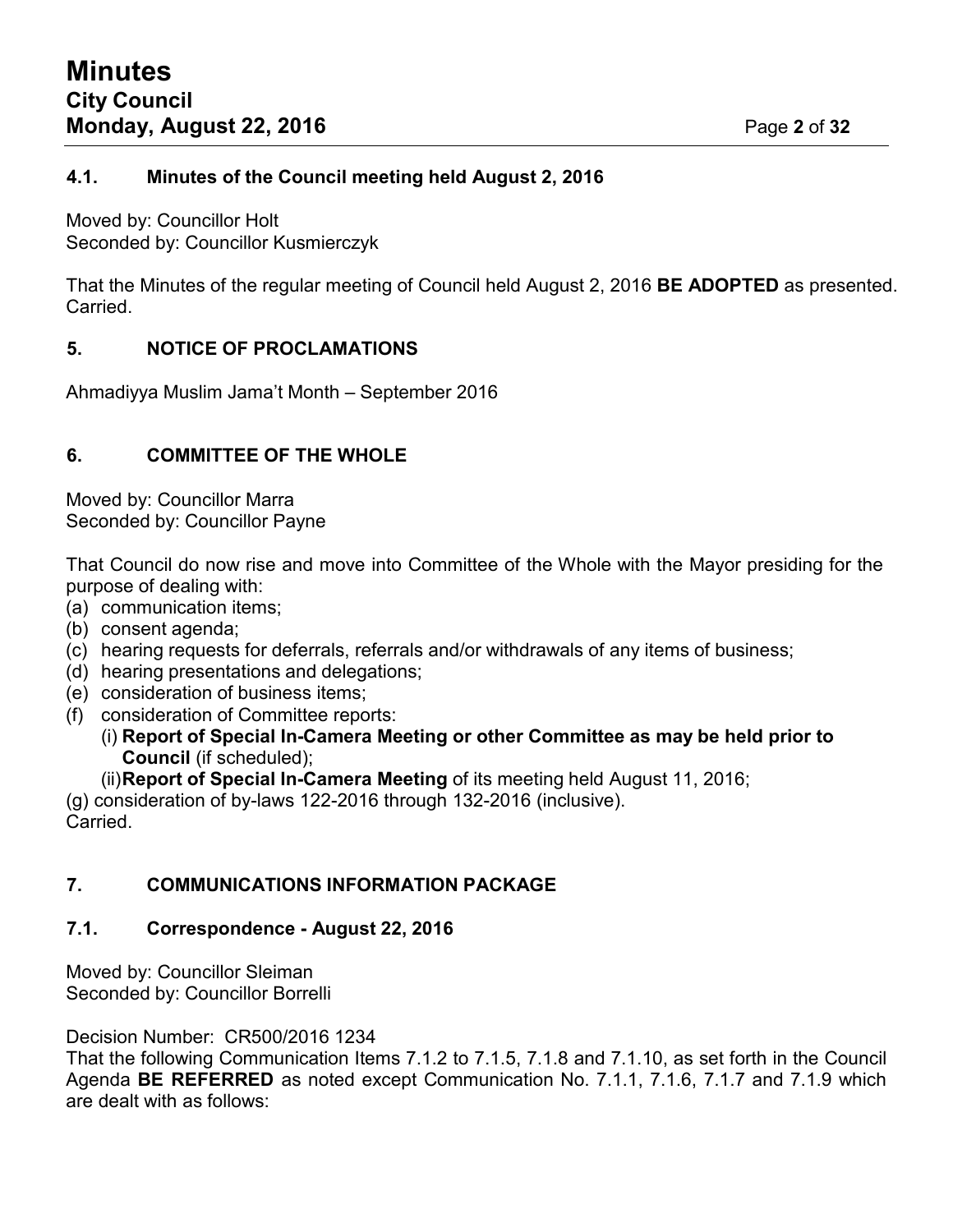### 4.1. Minutes of the Council meeting held August 2, 2016

Moved by: Councillor Holt
Seconded by: Councillor Kusmierczyk

That the Minutes of the regular meeting of Council held August 2, 2016 **BE ADOPTED** as presented.
Carried.

## 5. NOTICE OF PROCLAMATIONS

Ahmadiyya Muslim Jama't Month – September 2016

## 6. COMMITTEE OF THE WHOLE

Moved by: Councillor Marra
Seconded by: Councillor Payne

That Council do now rise and move into Committee of the Whole with the Mayor presiding for the purpose of dealing with:

(a) communication items;
(b) consent agenda;
(c) hearing requests for deferrals, referrals and/or withdrawals of any items of business;
(d) hearing presentations and delegations;
(e) consideration of business items;
(f) consideration of Committee reports:
  (i) **Report of Special In-Camera Meeting or other Committee as may be held prior to Council** (if scheduled);
  (ii) **Report of Special In-Camera Meeting** of its meeting held August 11, 2016;
(g) consideration of by-laws 122-2016 through 132-2016 (inclusive).
Carried.

## 7. COMMUNICATIONS INFORMATION PACKAGE

### 7.1. Correspondence - August 22, 2016

Moved by: Councillor Sleiman
Seconded by: Councillor Borrelli

Decision Number: CR500/2016 1234
That the following Communication Items 7.1.2 to 7.1.5, 7.1.8 and 7.1.10, as set forth in the Council Agenda **BE REFERRED** as noted except Communication No. 7.1.1, 7.1.6, 7.1.7 and 7.1.9 which are dealt with as follows: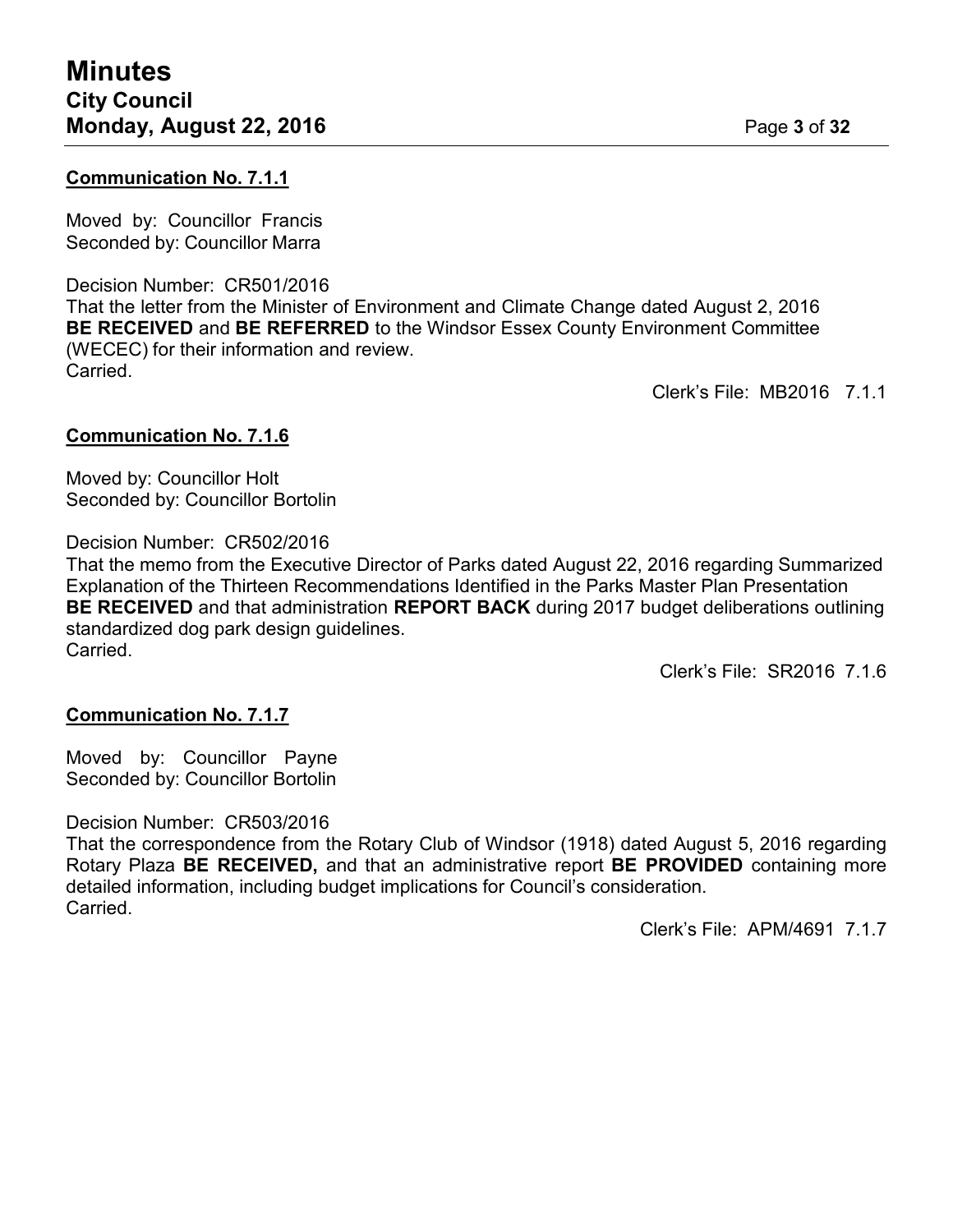**Communication No. 7.1.1**

Moved by: Councillor Francis
Seconded by: Councillor Marra

Decision Number: CR501/2016
That the letter from the Minister of Environment and Climate Change dated August 2, 2016 **BE RECEIVED** and **BE REFERRED** to the Windsor Essex County Environment Committee (WECEC) for their information and review.
Carried.

Clerk's File: MB2016 7.1.1

**Communication No. 7.1.6**

Moved by: Councillor Holt
Seconded by: Councillor Bortolin

Decision Number: CR502/2016
That the memo from the Executive Director of Parks dated August 22, 2016 regarding Summarized Explanation of the Thirteen Recommendations Identified in the Parks Master Plan Presentation **BE RECEIVED** and that administration **REPORT BACK** during 2017 budget deliberations outlining standardized dog park design guidelines.
Carried.

Clerk's File: SR2016 7.1.6

**Communication No. 7.1.7**

Moved by: Councillor Payne
Seconded by: Councillor Bortolin

Decision Number: CR503/2016
That the correspondence from the Rotary Club of Windsor (1918) dated August 5, 2016 regarding Rotary Plaza **BE RECEIVED,** and that an administrative report **BE PROVIDED** containing more detailed information, including budget implications for Council's consideration.
Carried.

Clerk's File: APM/4691 7.1.7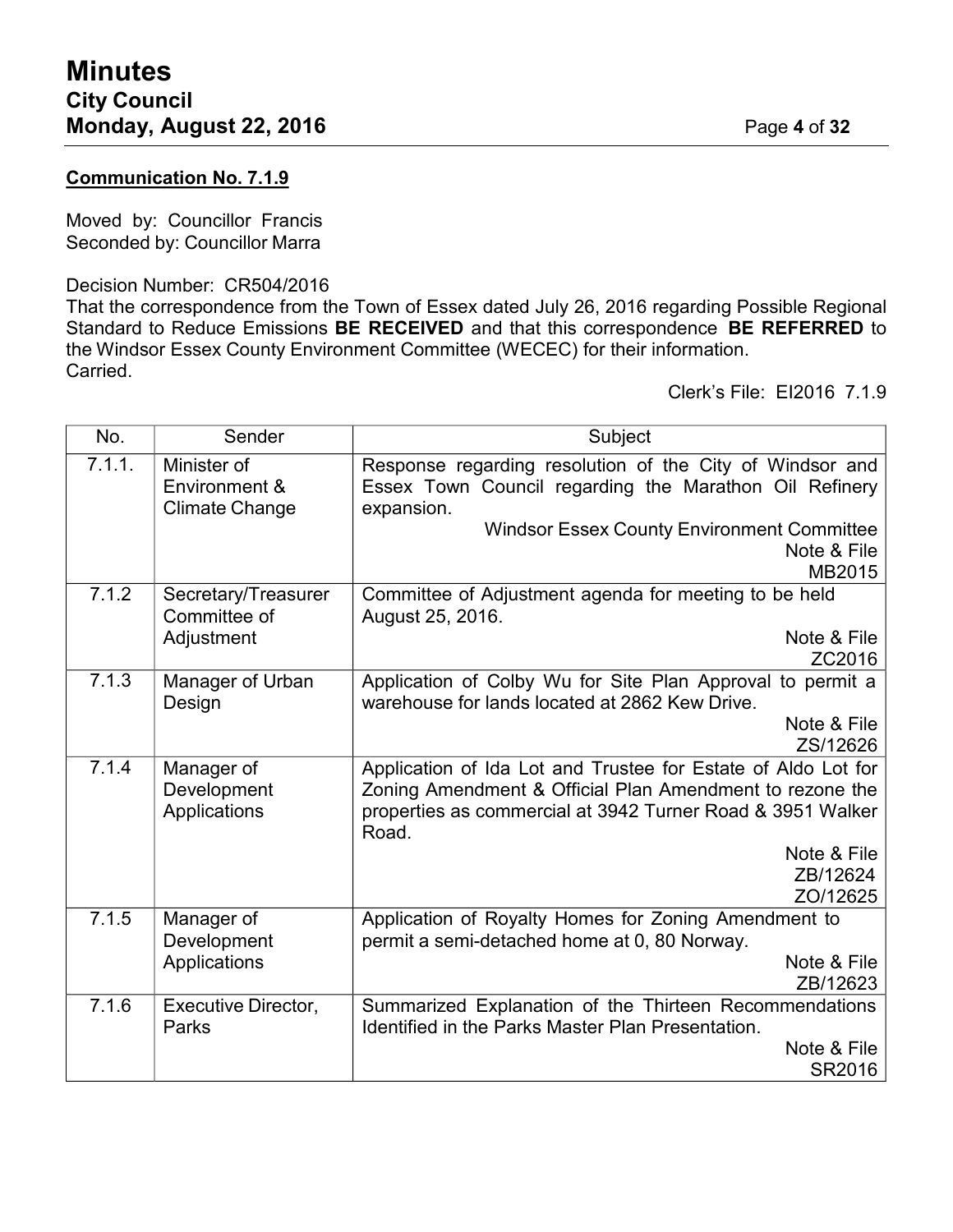**Communication No. 7.1.9**

Moved by: Councillor Francis
Seconded by: Councillor Marra

Decision Number: CR504/2016
That the correspondence from the Town of Essex dated July 26, 2016 regarding Possible Regional Standard to Reduce Emissions **BE RECEIVED** and that this correspondence **BE REFERRED** to the Windsor Essex County Environment Committee (WECEC) for their information.
Carried.

Clerk's File: EI2016 7.1.9

| No. | Sender | Subject |
|---|---|---|
| 7.1.1. | Minister of Environment & Climate Change | Response regarding resolution of the City of Windsor and Essex Town Council regarding the Marathon Oil Refinery expansion. Windsor Essex County Environment Committee Note & File MB2015 |
| 7.1.2 | Secretary/Treasurer Committee of Adjustment | Committee of Adjustment agenda for meeting to be held August 25, 2016. Note & File ZC2016 |
| 7.1.3 | Manager of Urban Design | Application of Colby Wu for Site Plan Approval to permit a warehouse for lands located at 2862 Kew Drive. Note & File ZS/12626 |
| 7.1.4 | Manager of Development Applications | Application of Ida Lot and Trustee for Estate of Aldo Lot for Zoning Amendment & Official Plan Amendment to rezone the properties as commercial at 3942 Turner Road & 3951 Walker Road. Note & File ZB/12624 ZO/12625 |
| 7.1.5 | Manager of Development Applications | Application of Royalty Homes for Zoning Amendment to permit a semi-detached home at 0, 80 Norway. Note & File ZB/12623 |
| 7.1.6 | Executive Director, Parks | Summarized Explanation of the Thirteen Recommendations Identified in the Parks Master Plan Presentation. Note & File SR2016 |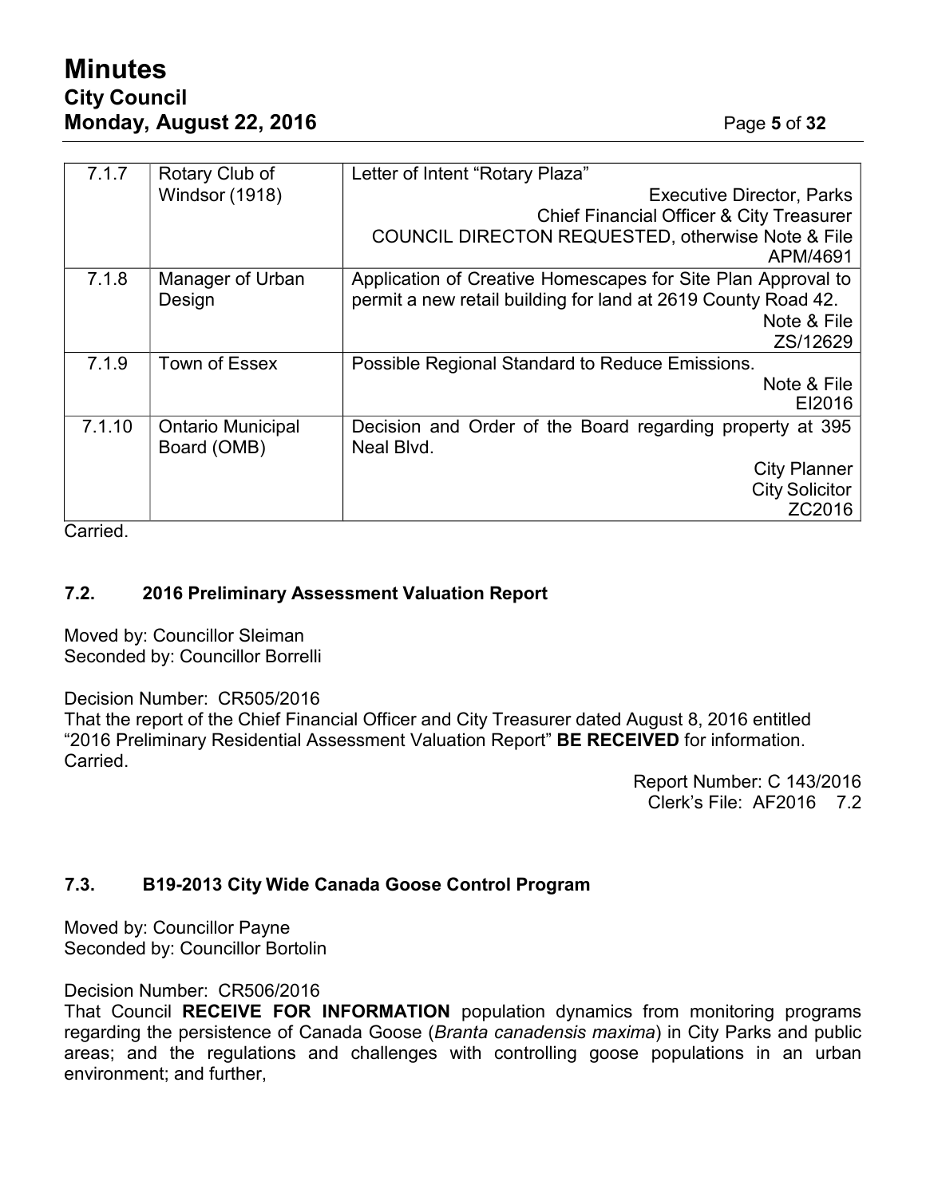| 7.1.7 | Rotary Club of Windsor (1918) | Letter of Intent “Rotary Plaza”<br>Executive Director, Parks<br>Chief Financial Officer & City Treasurer<br>COUNCIL DIRECTON REQUESTED, otherwise Note & File<br>APM/4691 |
|---|---|---|
| 7.1.8 | Manager of Urban Design | Application of Creative Homescapes for Site Plan Approval to permit a new retail building for land at 2619 County Road 42.<br>Note & File<br>ZS/12629 |
| 7.1.9 | Town of Essex | Possible Regional Standard to Reduce Emissions.<br>Note & File<br>EI2016 |
| 7.1.10 | Ontario Municipal Board (OMB) | Decision and Order of the Board regarding property at 395 Neal Blvd.<br>City Planner<br>City Solicitor<br>ZC2016 |

Carried.

### 7.2. 2016 Preliminary Assessment Valuation Report

Moved by: Councillor Sleiman
Seconded by: Councillor Borrelli

Decision Number: CR505/2016
That the report of the Chief Financial Officer and City Treasurer dated August 8, 2016 entitled “2016 Preliminary Residential Assessment Valuation Report” **BE RECEIVED** for information.
Carried.

Report Number: C 143/2016
Clerk’s File: AF2016 7.2

### 7.3. B19-2013 City Wide Canada Goose Control Program

Moved by: Councillor Payne
Seconded by: Councillor Bortolin

Decision Number: CR506/2016
That Council **RECEIVE FOR INFORMATION** population dynamics from monitoring programs regarding the persistence of Canada Goose (*Branta canadensis maxima*) in City Parks and public areas; and the regulations and challenges with controlling goose populations in an urban environment; and further,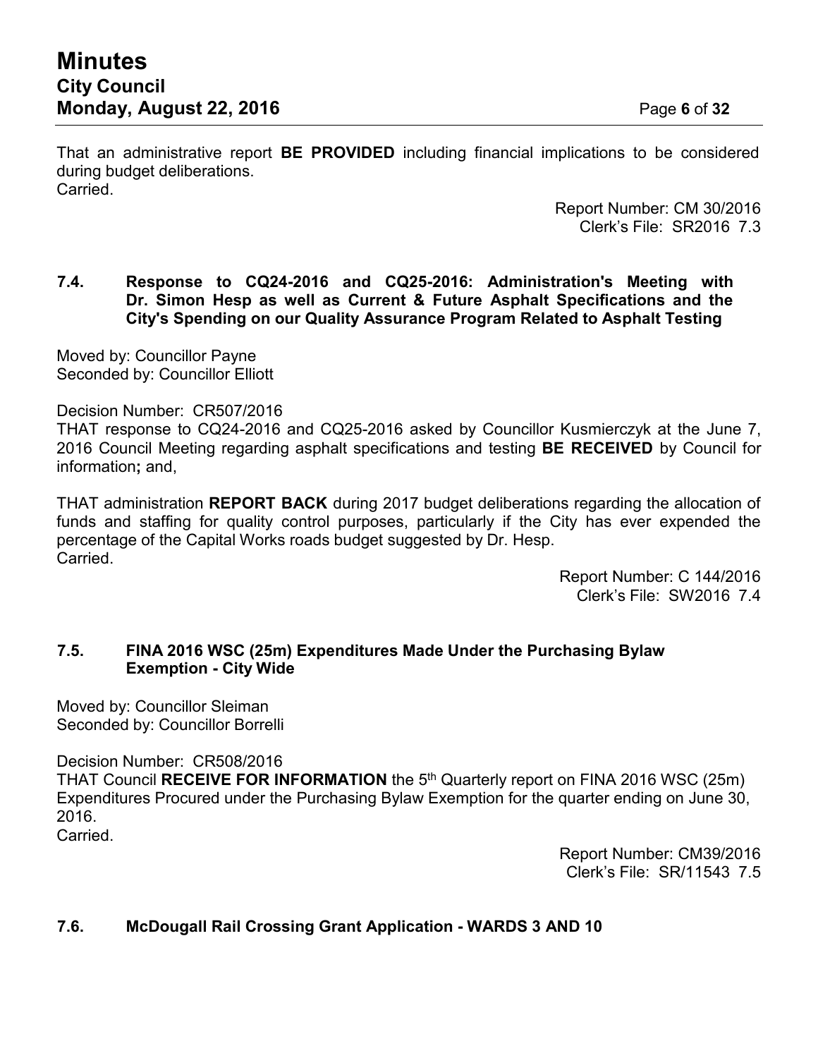That an administrative report **BE PROVIDED** including financial implications to be considered during budget deliberations.
Carried.

Report Number: CM 30/2016
Clerk's File: SR2016 7.3

### 7.4. Response to CQ24-2016 and CQ25-2016: Administration's Meeting with Dr. Simon Hesp as well as Current & Future Asphalt Specifications and the City's Spending on our Quality Assurance Program Related to Asphalt Testing

Moved by: Councillor Payne
Seconded by: Councillor Elliott

Decision Number: CR507/2016
THAT response to CQ24-2016 and CQ25-2016 asked by Councillor Kusmierczyk at the June 7, 2016 Council Meeting regarding asphalt specifications and testing **BE RECEIVED** by Council for information**;** and,

THAT administration **REPORT BACK** during 2017 budget deliberations regarding the allocation of funds and staffing for quality control purposes, particularly if the City has ever expended the percentage of the Capital Works roads budget suggested by Dr. Hesp.
Carried.

Report Number: C 144/2016
Clerk's File: SW2016 7.4

### 7.5. FINA 2016 WSC (25m) Expenditures Made Under the Purchasing Bylaw Exemption - City Wide

Moved by: Councillor Sleiman
Seconded by: Councillor Borrelli

Decision Number: CR508/2016
THAT Council **RECEIVE FOR INFORMATION** the 5th Quarterly report on FINA 2016 WSC (25m) Expenditures Procured under the Purchasing Bylaw Exemption for the quarter ending on June 30, 2016.
Carried.

Report Number: CM39/2016
Clerk's File: SR/11543 7.5

### 7.6. McDougall Rail Crossing Grant Application - WARDS 3 AND 10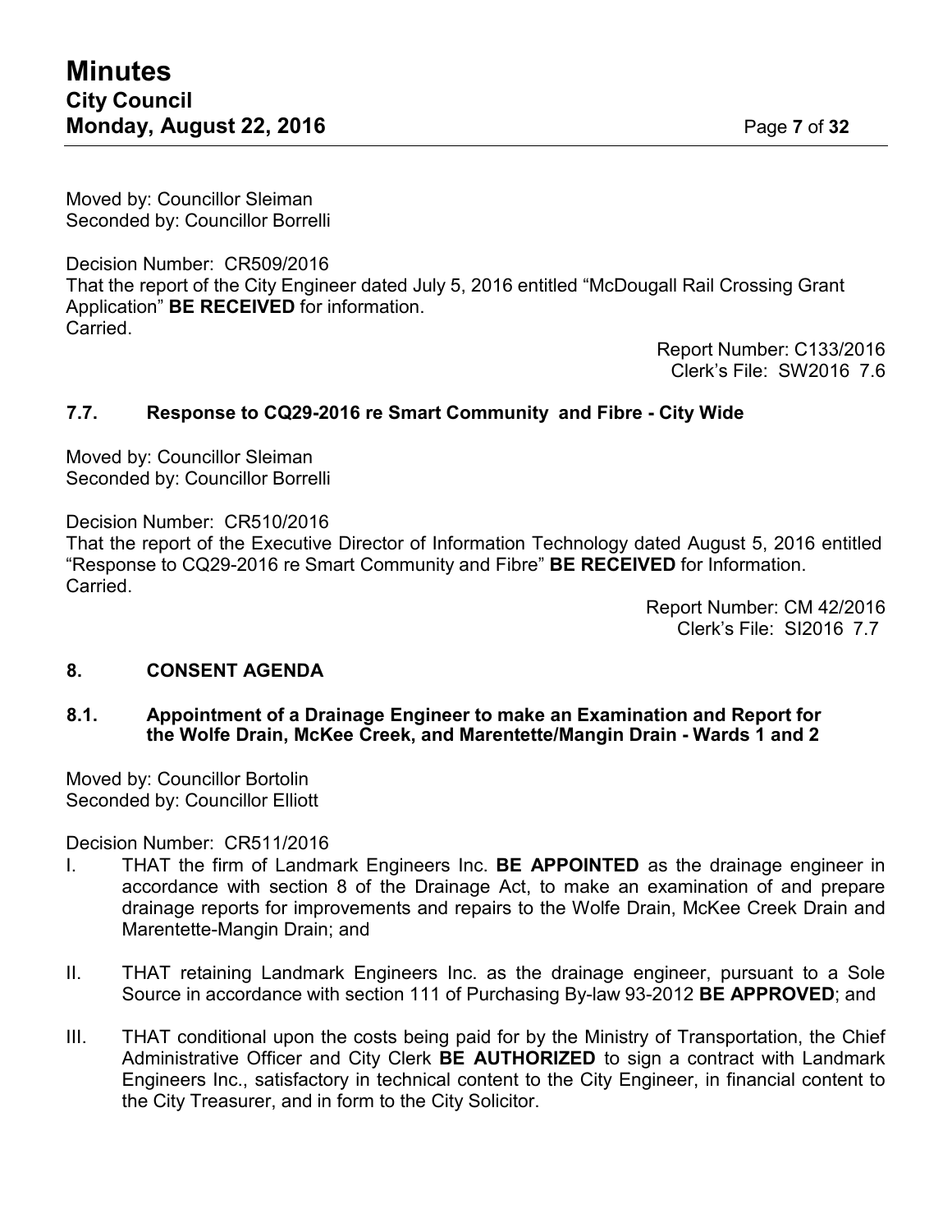Moved by: Councillor Sleiman
Seconded by: Councillor Borrelli

Decision Number: CR509/2016
That the report of the City Engineer dated July 5, 2016 entitled "McDougall Rail Crossing Grant Application" **BE RECEIVED** for information.
Carried.

Report Number: C133/2016
Clerk's File: SW2016 7.6

### 7.7. Response to CQ29-2016 re Smart Community and Fibre - City Wide

Moved by: Councillor Sleiman
Seconded by: Councillor Borrelli

Decision Number: CR510/2016
That the report of the Executive Director of Information Technology dated August 5, 2016 entitled "Response to CQ29-2016 re Smart Community and Fibre" **BE RECEIVED** for Information.
Carried.

Report Number: CM 42/2016
Clerk's File: SI2016 7.7

## 8. CONSENT AGENDA

### 8.1. Appointment of a Drainage Engineer to make an Examination and Report for the Wolfe Drain, McKee Creek, and Marentette/Mangin Drain - Wards 1 and 2

Moved by: Councillor Bortolin
Seconded by: Councillor Elliott

Decision Number: CR511/2016

I. THAT the firm of Landmark Engineers Inc. **BE APPOINTED** as the drainage engineer in accordance with section 8 of the Drainage Act, to make an examination of and prepare drainage reports for improvements and repairs to the Wolfe Drain, McKee Creek Drain and Marentette-Mangin Drain; and

II. THAT retaining Landmark Engineers Inc. as the drainage engineer, pursuant to a Sole Source in accordance with section 111 of Purchasing By-law 93-2012 **BE APPROVED**; and

III. THAT conditional upon the costs being paid for by the Ministry of Transportation, the Chief Administrative Officer and City Clerk **BE AUTHORIZED** to sign a contract with Landmark Engineers Inc., satisfactory in technical content to the City Engineer, in financial content to the City Treasurer, and in form to the City Solicitor.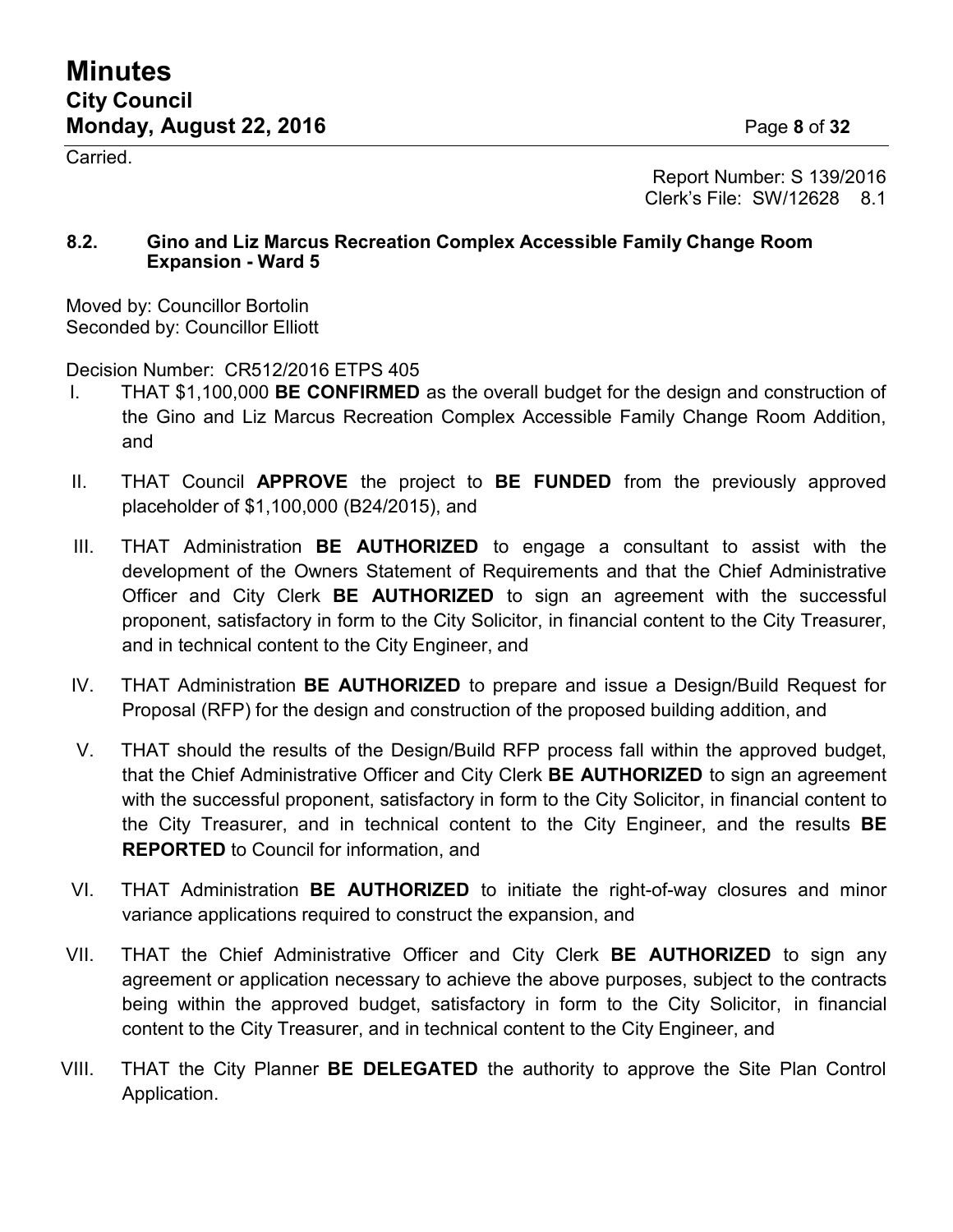Carried.

Report Number: S 139/2016
Clerk's File: SW/12628 8.1

### 8.2. Gino and Liz Marcus Recreation Complex Accessible Family Change Room Expansion - Ward 5

Moved by: Councillor Bortolin
Seconded by: Councillor Elliott

Decision Number: CR512/2016 ETPS 405

I. THAT $1,100,000 **BE CONFIRMED** as the overall budget for the design and construction of the Gino and Liz Marcus Recreation Complex Accessible Family Change Room Addition, and

II. THAT Council **APPROVE** the project to **BE FUNDED** from the previously approved placeholder of $1,100,000 (B24/2015), and

III. THAT Administration **BE AUTHORIZED** to engage a consultant to assist with the development of the Owners Statement of Requirements and that the Chief Administrative Officer and City Clerk **BE AUTHORIZED** to sign an agreement with the successful proponent, satisfactory in form to the City Solicitor, in financial content to the City Treasurer, and in technical content to the City Engineer, and

IV. THAT Administration **BE AUTHORIZED** to prepare and issue a Design/Build Request for Proposal (RFP) for the design and construction of the proposed building addition, and

V. THAT should the results of the Design/Build RFP process fall within the approved budget, that the Chief Administrative Officer and City Clerk **BE AUTHORIZED** to sign an agreement with the successful proponent, satisfactory in form to the City Solicitor, in financial content to the City Treasurer, and in technical content to the City Engineer, and the results **BE REPORTED** to Council for information, and

VI. THAT Administration **BE AUTHORIZED** to initiate the right-of-way closures and minor variance applications required to construct the expansion, and

VII. THAT the Chief Administrative Officer and City Clerk **BE AUTHORIZED** to sign any agreement or application necessary to achieve the above purposes, subject to the contracts being within the approved budget, satisfactory in form to the City Solicitor, in financial content to the City Treasurer, and in technical content to the City Engineer, and

VIII. THAT the City Planner **BE DELEGATED** the authority to approve the Site Plan Control Application.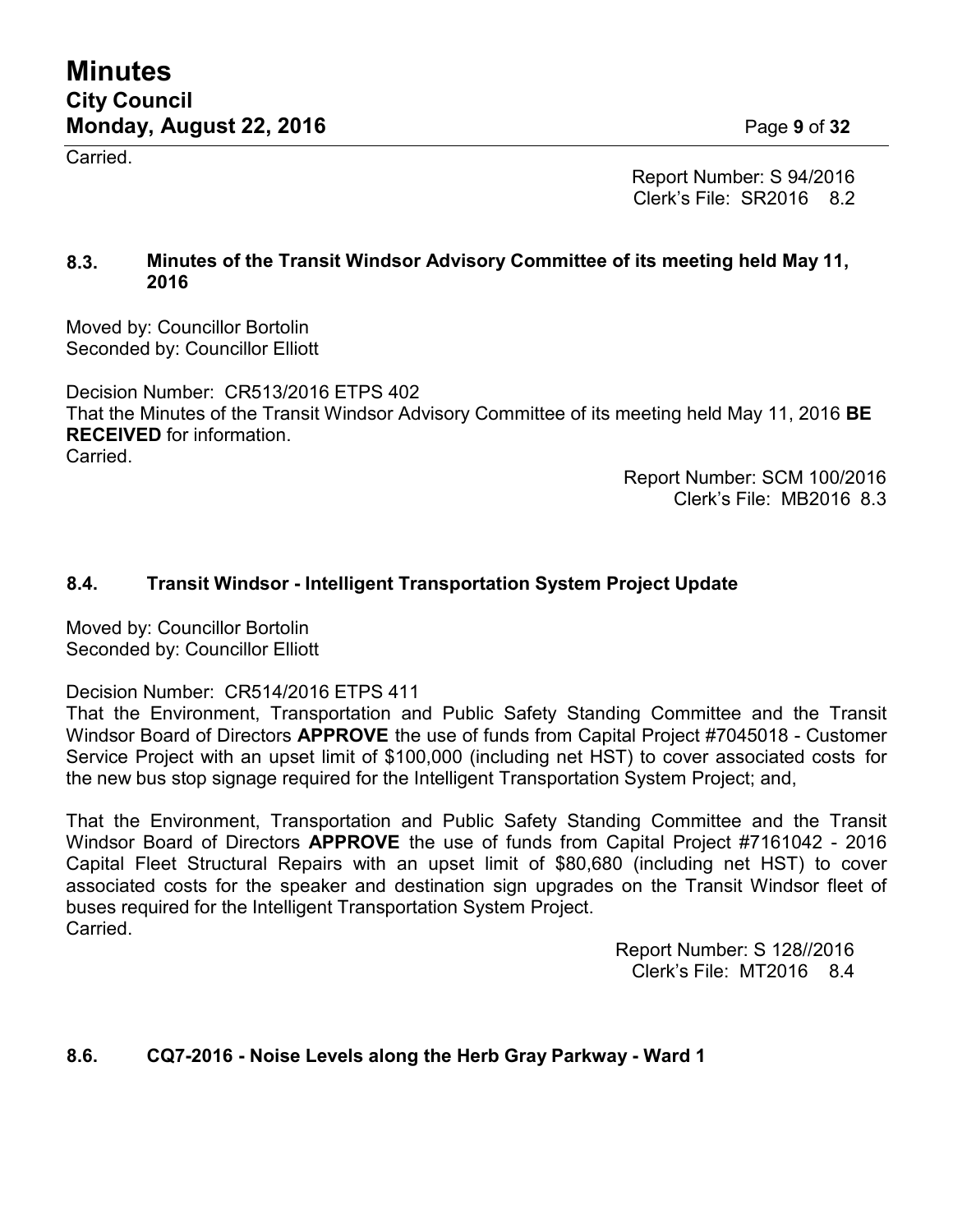Carried.

Report Number: S 94/2016
Clerk's File: SR2016 8.2

### 8.3. Minutes of the Transit Windsor Advisory Committee of its meeting held May 11, 2016

Moved by: Councillor Bortolin
Seconded by: Councillor Elliott

Decision Number: CR513/2016 ETPS 402
That the Minutes of the Transit Windsor Advisory Committee of its meeting held May 11, 2016 **BE RECEIVED** for information.
Carried.

Report Number: SCM 100/2016
Clerk's File: MB2016 8.3

### 8.4. Transit Windsor - Intelligent Transportation System Project Update

Moved by: Councillor Bortolin
Seconded by: Councillor Elliott

Decision Number: CR514/2016 ETPS 411
That the Environment, Transportation and Public Safety Standing Committee and the Transit Windsor Board of Directors **APPROVE** the use of funds from Capital Project #7045018 - Customer Service Project with an upset limit of $100,000 (including net HST) to cover associated costs for the new bus stop signage required for the Intelligent Transportation System Project; and,

That the Environment, Transportation and Public Safety Standing Committee and the Transit Windsor Board of Directors **APPROVE** the use of funds from Capital Project #7161042 - 2016 Capital Fleet Structural Repairs with an upset limit of $80,680 (including net HST) to cover associated costs for the speaker and destination sign upgrades on the Transit Windsor fleet of buses required for the Intelligent Transportation System Project.
Carried.

Report Number: S 128//2016
Clerk's File: MT2016 8.4

### 8.6. CQ7-2016 - Noise Levels along the Herb Gray Parkway - Ward 1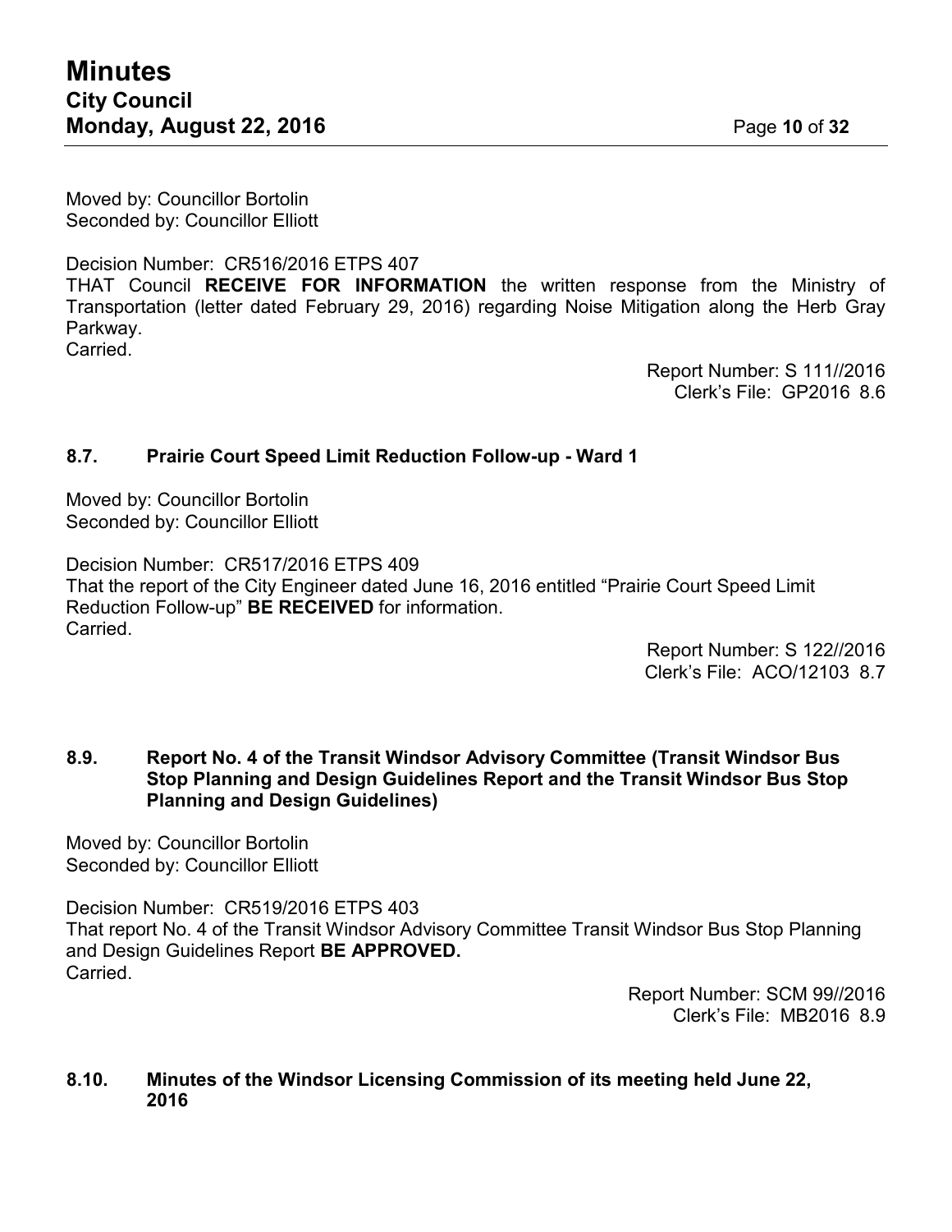Moved by: Councillor Bortolin
Seconded by: Councillor Elliott

Decision Number: CR516/2016 ETPS 407
THAT Council **RECEIVE FOR INFORMATION** the written response from the Ministry of Transportation (letter dated February 29, 2016) regarding Noise Mitigation along the Herb Gray Parkway.
Carried.

Report Number: S 111//2016
Clerk's File: GP2016 8.6

### 8.7. Prairie Court Speed Limit Reduction Follow-up - Ward 1

Moved by: Councillor Bortolin
Seconded by: Councillor Elliott

Decision Number: CR517/2016 ETPS 409
That the report of the City Engineer dated June 16, 2016 entitled "Prairie Court Speed Limit Reduction Follow-up" **BE RECEIVED** for information.
Carried.

Report Number: S 122//2016
Clerk's File: ACO/12103 8.7

### 8.9. Report No. 4 of the Transit Windsor Advisory Committee (Transit Windsor Bus Stop Planning and Design Guidelines Report and the Transit Windsor Bus Stop Planning and Design Guidelines)

Moved by: Councillor Bortolin
Seconded by: Councillor Elliott

Decision Number: CR519/2016 ETPS 403
That report No. 4 of the Transit Windsor Advisory Committee Transit Windsor Bus Stop Planning and Design Guidelines Report **BE APPROVED.**
Carried.

Report Number: SCM 99//2016
Clerk's File: MB2016 8.9

### 8.10. Minutes of the Windsor Licensing Commission of its meeting held June 22, 2016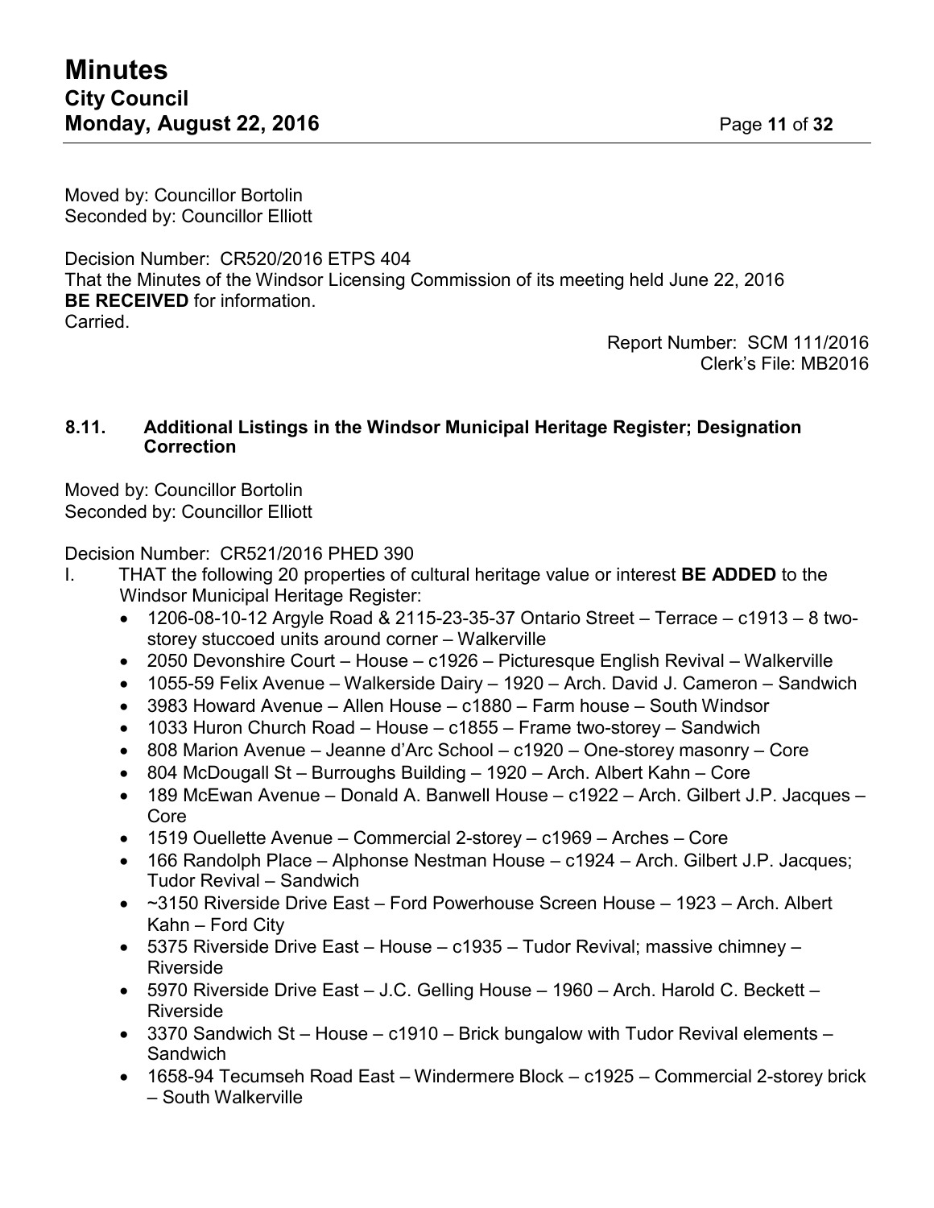Moved by: Councillor Bortolin
Seconded by: Councillor Elliott

Decision Number: CR520/2016 ETPS 404
That the Minutes of the Windsor Licensing Commission of its meeting held June 22, 2016 **BE RECEIVED** for information.
Carried.

Report Number: SCM 111/2016
Clerk's File: MB2016

### 8.11. Additional Listings in the Windsor Municipal Heritage Register; Designation Correction

Moved by: Councillor Bortolin
Seconded by: Councillor Elliott

Decision Number: CR521/2016 PHED 390

I. THAT the following 20 properties of cultural heritage value or interest **BE ADDED** to the Windsor Municipal Heritage Register:
   - 1206-08-10-12 Argyle Road & 2115-23-35-37 Ontario Street – Terrace – c1913 – 8 two-storey stuccoed units around corner – Walkerville
   - 2050 Devonshire Court – House – c1926 – Picturesque English Revival – Walkerville
   - 1055-59 Felix Avenue – Walkerside Dairy – 1920 – Arch. David J. Cameron – Sandwich
   - 3983 Howard Avenue – Allen House – c1880 – Farm house – South Windsor
   - 1033 Huron Church Road – House – c1855 – Frame two-storey – Sandwich
   - 808 Marion Avenue – Jeanne d'Arc School – c1920 – One-storey masonry – Core
   - 804 McDougall St – Burroughs Building – 1920 – Arch. Albert Kahn – Core
   - 189 McEwan Avenue – Donald A. Banwell House – c1922 – Arch. Gilbert J.P. Jacques – Core
   - 1519 Ouellette Avenue – Commercial 2-storey – c1969 – Arches – Core
   - 166 Randolph Place – Alphonse Nestman House – c1924 – Arch. Gilbert J.P. Jacques; Tudor Revival – Sandwich
   - ~3150 Riverside Drive East – Ford Powerhouse Screen House – 1923 – Arch. Albert Kahn – Ford City
   - 5375 Riverside Drive East – House – c1935 – Tudor Revival; massive chimney – Riverside
   - 5970 Riverside Drive East – J.C. Gelling House – 1960 – Arch. Harold C. Beckett – Riverside
   - 3370 Sandwich St – House – c1910 – Brick bungalow with Tudor Revival elements – Sandwich
   - 1658-94 Tecumseh Road East – Windermere Block – c1925 – Commercial 2-storey brick – South Walkerville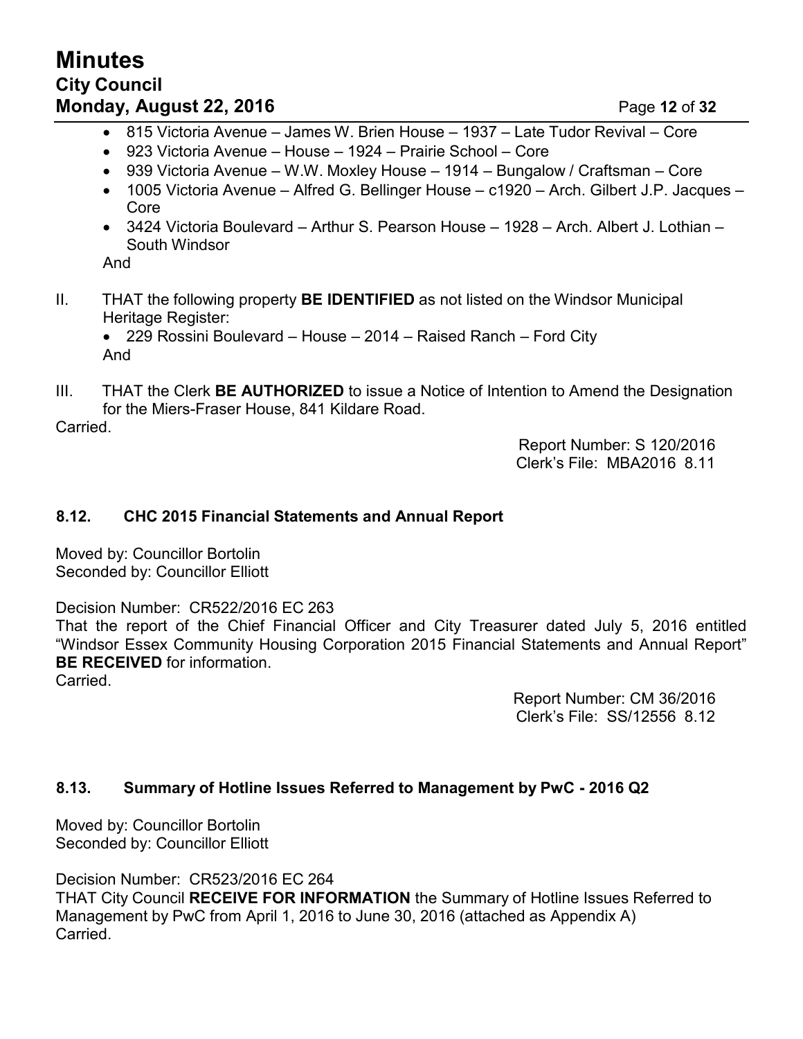- 815 Victoria Avenue – James W. Brien House – 1937 – Late Tudor Revival – Core
- 923 Victoria Avenue – House – 1924 – Prairie School – Core
- 939 Victoria Avenue – W.W. Moxley House – 1914 – Bungalow / Craftsman – Core
- 1005 Victoria Avenue – Alfred G. Bellinger House – c1920 – Arch. Gilbert J.P. Jacques – Core
- 3424 Victoria Boulevard – Arthur S. Pearson House – 1928 – Arch. Albert J. Lothian – South Windsor

And

II. THAT the following property **BE IDENTIFIED** as not listed on the Windsor Municipal Heritage Register:

- 229 Rossini Boulevard – House – 2014 – Raised Ranch – Ford City

And

III. THAT the Clerk **BE AUTHORIZED** to issue a Notice of Intention to Amend the Designation for the Miers-Fraser House, 841 Kildare Road.

Carried.

Report Number: S 120/2016
Clerk's File: MBA2016 8.11

### 8.12. CHC 2015 Financial Statements and Annual Report

Moved by: Councillor Bortolin
Seconded by: Councillor Elliott

Decision Number: CR522/2016 EC 263
That the report of the Chief Financial Officer and City Treasurer dated July 5, 2016 entitled "Windsor Essex Community Housing Corporation 2015 Financial Statements and Annual Report" **BE RECEIVED** for information.
Carried.

Report Number: CM 36/2016
Clerk's File: SS/12556 8.12

### 8.13. Summary of Hotline Issues Referred to Management by PwC - 2016 Q2

Moved by: Councillor Bortolin
Seconded by: Councillor Elliott

Decision Number: CR523/2016 EC 264
THAT City Council **RECEIVE FOR INFORMATION** the Summary of Hotline Issues Referred to Management by PwC from April 1, 2016 to June 30, 2016 (attached as Appendix A)
Carried.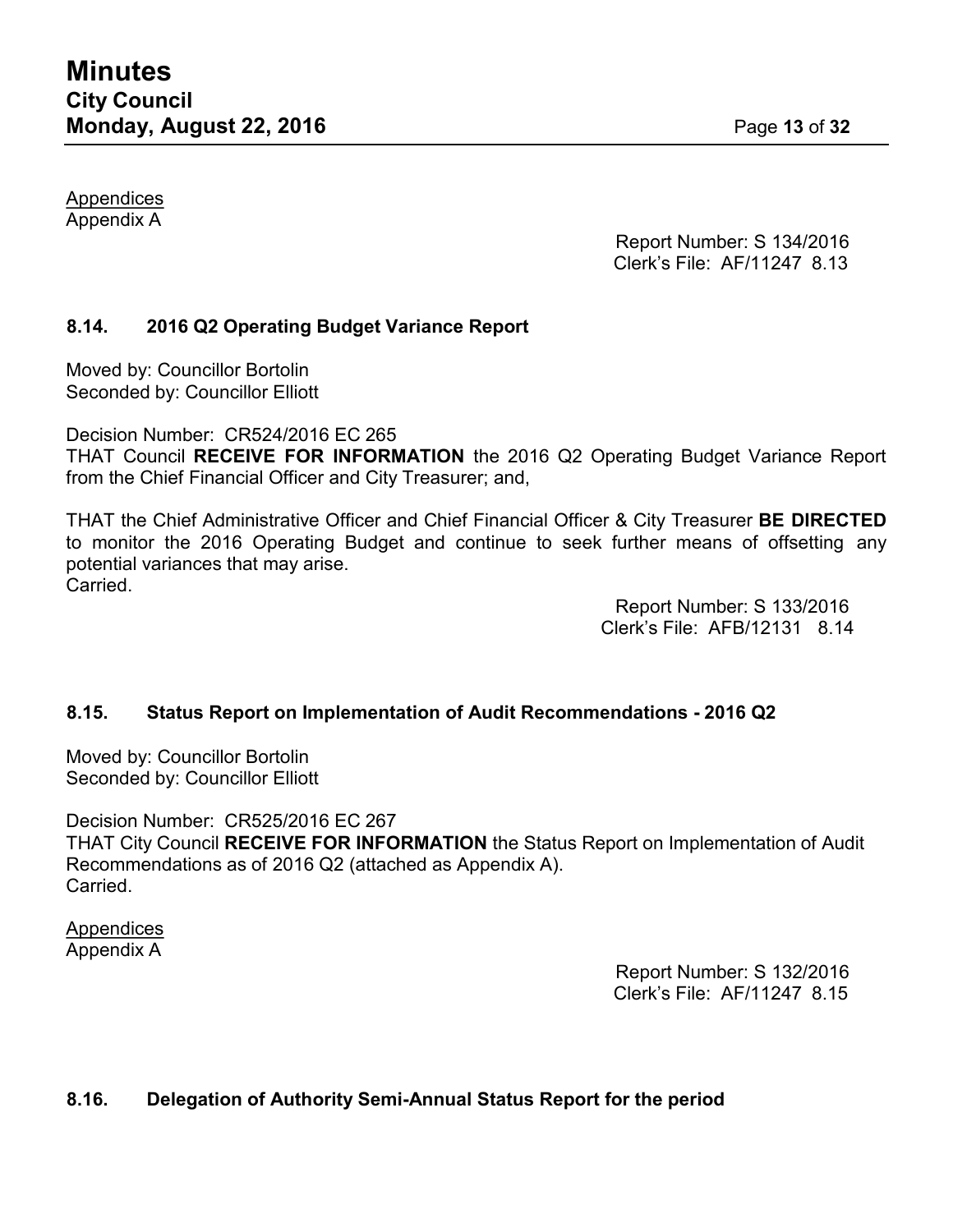Appendices
Appendix A

Report Number: S 134/2016
Clerk's File: AF/11247 8.13

### 8.14. 2016 Q2 Operating Budget Variance Report

Moved by: Councillor Bortolin
Seconded by: Councillor Elliott

Decision Number: CR524/2016 EC 265
THAT Council **RECEIVE FOR INFORMATION** the 2016 Q2 Operating Budget Variance Report from the Chief Financial Officer and City Treasurer; and,

THAT the Chief Administrative Officer and Chief Financial Officer & City Treasurer **BE DIRECTED** to monitor the 2016 Operating Budget and continue to seek further means of offsetting any potential variances that may arise.
Carried.

Report Number: S 133/2016
Clerk's File: AFB/12131 8.14

### 8.15. Status Report on Implementation of Audit Recommendations - 2016 Q2

Moved by: Councillor Bortolin
Seconded by: Councillor Elliott

Decision Number: CR525/2016 EC 267
THAT City Council **RECEIVE FOR INFORMATION** the Status Report on Implementation of Audit Recommendations as of 2016 Q2 (attached as Appendix A).
Carried.

Appendices
Appendix A

Report Number: S 132/2016
Clerk's File: AF/11247 8.15

### 8.16. Delegation of Authority Semi-Annual Status Report for the period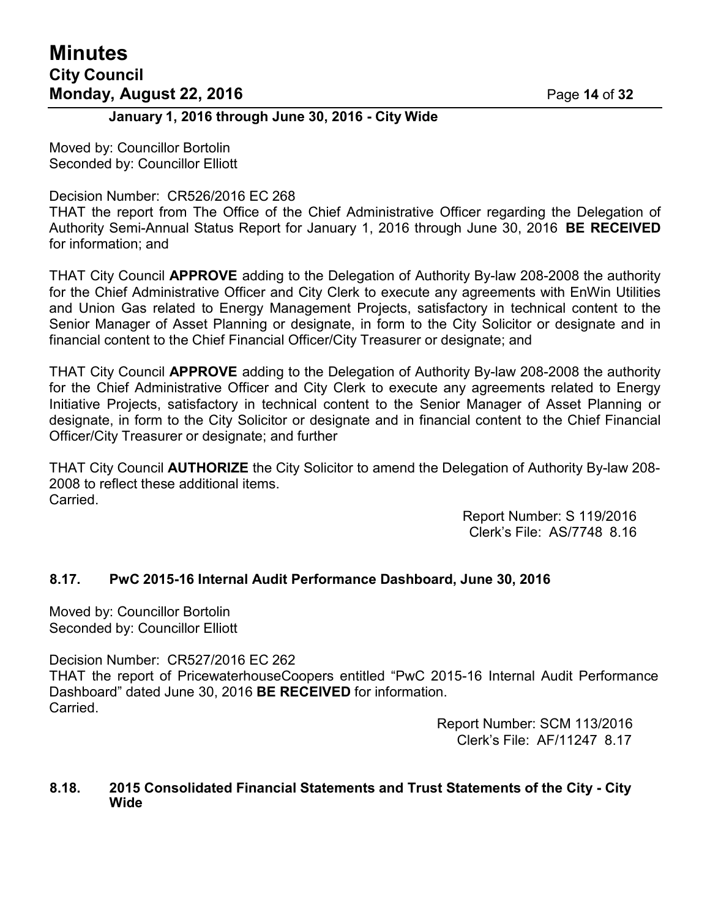**January 1, 2016 through June 30, 2016 - City Wide**

Moved by: Councillor Bortolin
Seconded by: Councillor Elliott

Decision Number: CR526/2016 EC 268
THAT the report from The Office of the Chief Administrative Officer regarding the Delegation of Authority Semi-Annual Status Report for January 1, 2016 through June 30, 2016 **BE RECEIVED** for information; and

THAT City Council **APPROVE** adding to the Delegation of Authority By-law 208-2008 the authority for the Chief Administrative Officer and City Clerk to execute any agreements with EnWin Utilities and Union Gas related to Energy Management Projects, satisfactory in technical content to the Senior Manager of Asset Planning or designate, in form to the City Solicitor or designate and in financial content to the Chief Financial Officer/City Treasurer or designate; and

THAT City Council **APPROVE** adding to the Delegation of Authority By-law 208-2008 the authority for the Chief Administrative Officer and City Clerk to execute any agreements related to Energy Initiative Projects, satisfactory in technical content to the Senior Manager of Asset Planning or designate, in form to the City Solicitor or designate and in financial content to the Chief Financial Officer/City Treasurer or designate; and further

THAT City Council **AUTHORIZE** the City Solicitor to amend the Delegation of Authority By-law 208-2008 to reflect these additional items.
Carried.

Report Number: S 119/2016
Clerk's File: AS/7748 8.16

### 8.17. PwC 2015-16 Internal Audit Performance Dashboard, June 30, 2016

Moved by: Councillor Bortolin
Seconded by: Councillor Elliott

Decision Number: CR527/2016 EC 262
THAT the report of PricewaterhouseCoopers entitled "PwC 2015-16 Internal Audit Performance Dashboard" dated June 30, 2016 **BE RECEIVED** for information.
Carried.

Report Number: SCM 113/2016
Clerk's File: AF/11247 8.17

### 8.18. 2015 Consolidated Financial Statements and Trust Statements of the City - City Wide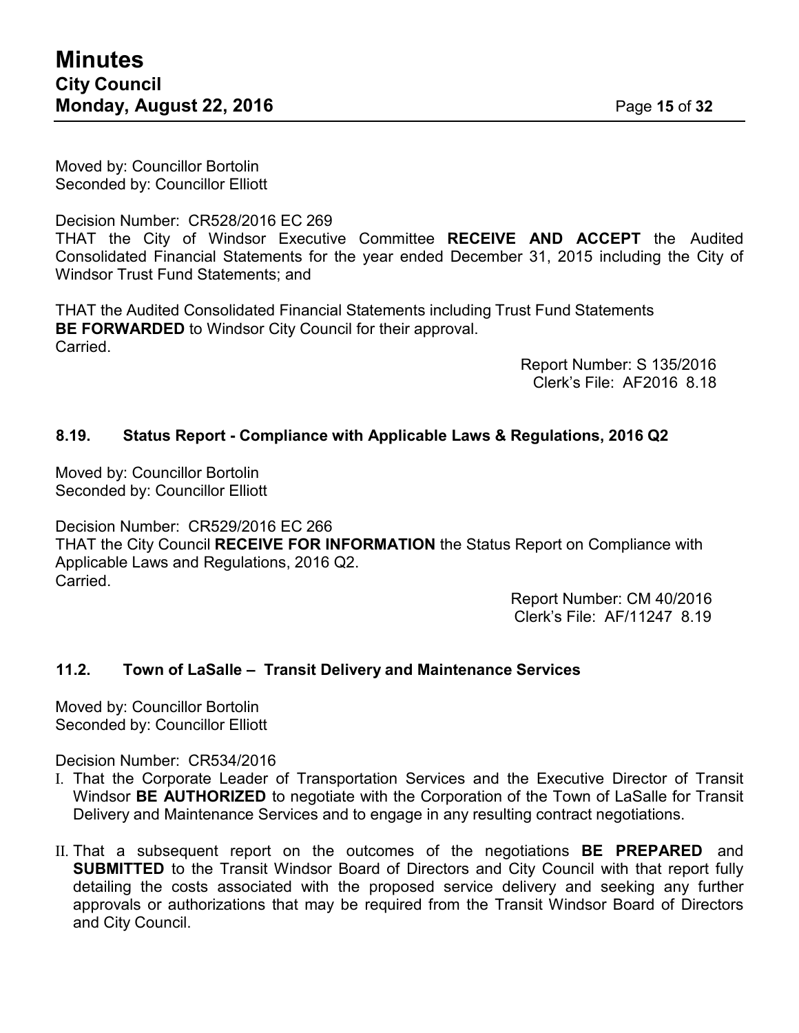Moved by: Councillor Bortolin
Seconded by: Councillor Elliott

Decision Number: CR528/2016 EC 269
THAT the City of Windsor Executive Committee **RECEIVE AND ACCEPT** the Audited Consolidated Financial Statements for the year ended December 31, 2015 including the City of Windsor Trust Fund Statements; and

THAT the Audited Consolidated Financial Statements including Trust Fund Statements **BE FORWARDED** to Windsor City Council for their approval.
Carried.

Report Number: S 135/2016
Clerk's File: AF2016 8.18

### 8.19. Status Report - Compliance with Applicable Laws & Regulations, 2016 Q2

Moved by: Councillor Bortolin
Seconded by: Councillor Elliott

Decision Number: CR529/2016 EC 266
THAT the City Council **RECEIVE FOR INFORMATION** the Status Report on Compliance with Applicable Laws and Regulations, 2016 Q2.
Carried.

Report Number: CM 40/2016
Clerk's File: AF/11247 8.19

### 11.2. Town of LaSalle – Transit Delivery and Maintenance Services

Moved by: Councillor Bortolin
Seconded by: Councillor Elliott

Decision Number: CR534/2016

I. That the Corporate Leader of Transportation Services and the Executive Director of Transit Windsor **BE AUTHORIZED** to negotiate with the Corporation of the Town of LaSalle for Transit Delivery and Maintenance Services and to engage in any resulting contract negotiations.

II. That a subsequent report on the outcomes of the negotiations **BE PREPARED** and **SUBMITTED** to the Transit Windsor Board of Directors and City Council with that report fully detailing the costs associated with the proposed service delivery and seeking any further approvals or authorizations that may be required from the Transit Windsor Board of Directors and City Council.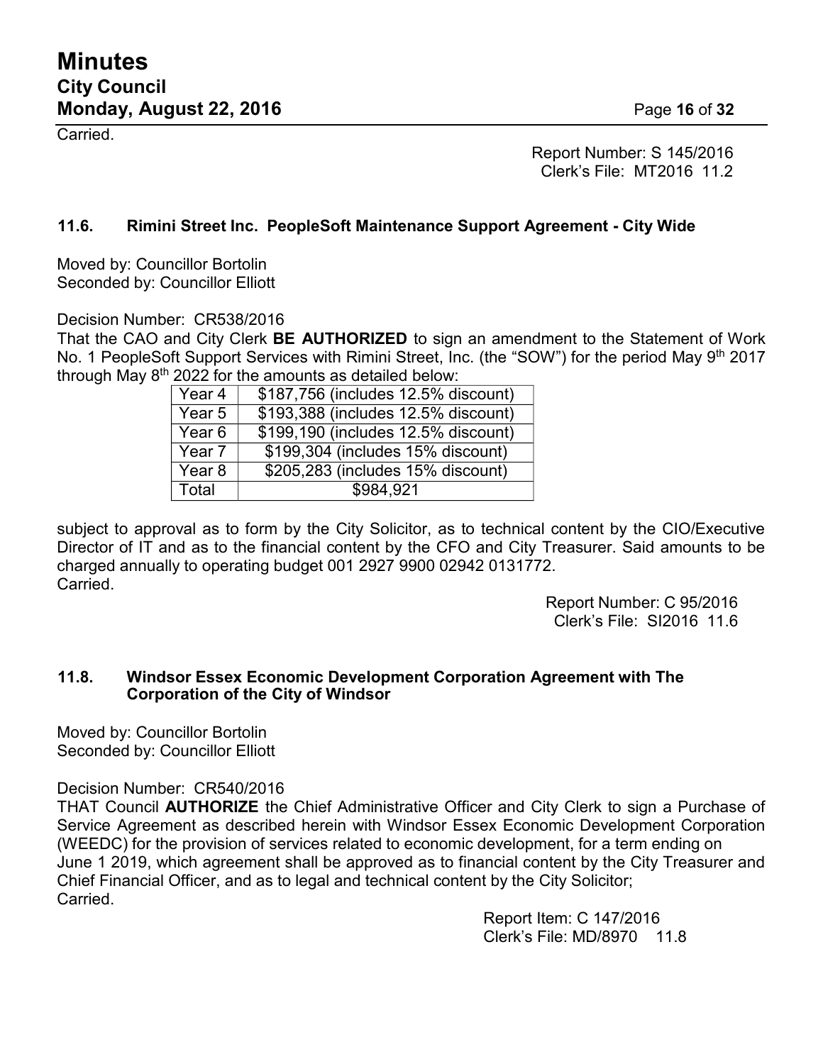Carried.

Report Number: S 145/2016
Clerk's File: MT2016 11.2

### 11.6. Rimini Street Inc. PeopleSoft Maintenance Support Agreement - City Wide

Moved by: Councillor Bortolin
Seconded by: Councillor Elliott

Decision Number: CR538/2016
That the CAO and City Clerk **BE AUTHORIZED** to sign an amendment to the Statement of Work No. 1 PeopleSoft Support Services with Rimini Street, Inc. (the "SOW") for the period May 9th 2017 through May 8th 2022 for the amounts as detailed below:

| Year 4 | \$187,756 (includes 12.5% discount) |
|---|---|
| Year 5 | \$193,388 (includes 12.5% discount) |
| Year 6 | \$199,190 (includes 12.5% discount) |
| Year 7 | \$199,304 (includes 15% discount) |
| Year 8 | \$205,283 (includes 15% discount) |
| Total | \$984,921 |

subject to approval as to form by the City Solicitor, as to technical content by the CIO/Executive Director of IT and as to the financial content by the CFO and City Treasurer. Said amounts to be charged annually to operating budget 001 2927 9900 02942 0131772.
Carried.

Report Number: C 95/2016
Clerk's File: SI2016 11.6

### 11.8. Windsor Essex Economic Development Corporation Agreement with The Corporation of the City of Windsor

Moved by: Councillor Bortolin
Seconded by: Councillor Elliott

Decision Number: CR540/2016
THAT Council **AUTHORIZE** the Chief Administrative Officer and City Clerk to sign a Purchase of Service Agreement as described herein with Windsor Essex Economic Development Corporation (WEEDC) for the provision of services related to economic development, for a term ending on June 1 2019, which agreement shall be approved as to financial content by the City Treasurer and Chief Financial Officer, and as to legal and technical content by the City Solicitor;
Carried.

Report Item: C 147/2016
Clerk's File: MD/8970 11.8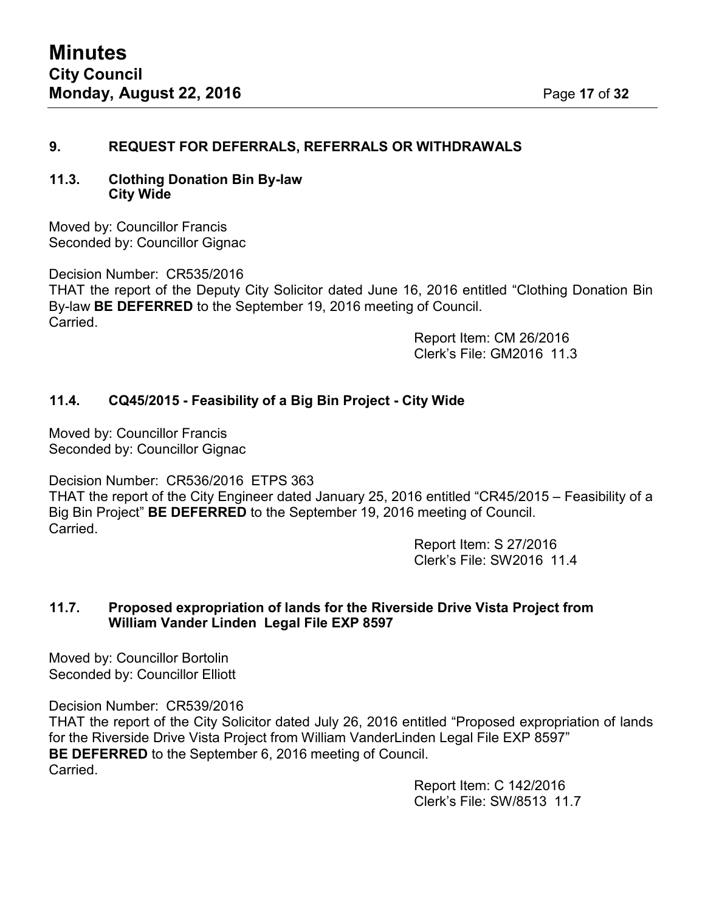## 9. REQUEST FOR DEFERRALS, REFERRALS OR WITHDRAWALS

### 11.3. Clothing Donation Bin By-law City Wide

Moved by: Councillor Francis
Seconded by: Councillor Gignac

Decision Number: CR535/2016
THAT the report of the Deputy City Solicitor dated June 16, 2016 entitled "Clothing Donation Bin By-law **BE DEFERRED** to the September 19, 2016 meeting of Council.
Carried.

Report Item: CM 26/2016
Clerk's File: GM2016 11.3

### 11.4. CQ45/2015 - Feasibility of a Big Bin Project - City Wide

Moved by: Councillor Francis
Seconded by: Councillor Gignac

Decision Number: CR536/2016 ETPS 363
THAT the report of the City Engineer dated January 25, 2016 entitled "CR45/2015 – Feasibility of a Big Bin Project" **BE DEFERRED** to the September 19, 2016 meeting of Council.
Carried.

Report Item: S 27/2016
Clerk's File: SW2016 11.4

### 11.7. Proposed expropriation of lands for the Riverside Drive Vista Project from William Vander Linden Legal File EXP 8597

Moved by: Councillor Bortolin
Seconded by: Councillor Elliott

Decision Number: CR539/2016
THAT the report of the City Solicitor dated July 26, 2016 entitled "Proposed expropriation of lands for the Riverside Drive Vista Project from William VanderLinden Legal File EXP 8597" **BE DEFERRED** to the September 6, 2016 meeting of Council.
Carried.

Report Item: C 142/2016
Clerk's File: SW/8513 11.7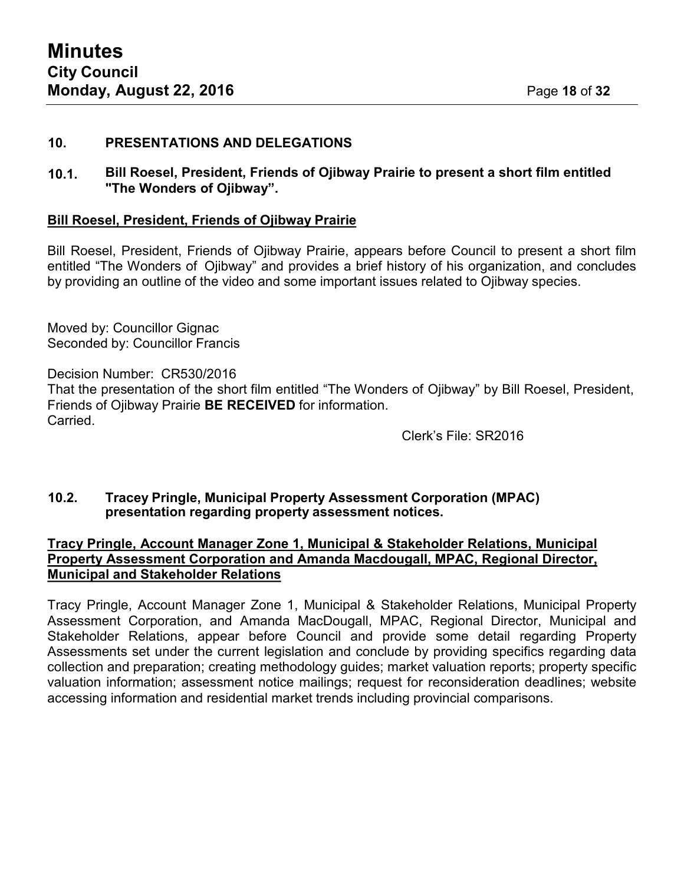## 10. PRESENTATIONS AND DELEGATIONS

### 10.1. Bill Roesel, President, Friends of Ojibway Prairie to present a short film entitled "The Wonders of Ojibway".

**Bill Roesel, President, Friends of Ojibway Prairie**

Bill Roesel, President, Friends of Ojibway Prairie, appears before Council to present a short film entitled "The Wonders of Ojibway" and provides a brief history of his organization, and concludes by providing an outline of the video and some important issues related to Ojibway species.

Moved by: Councillor Gignac
Seconded by: Councillor Francis

Decision Number: CR530/2016
That the presentation of the short film entitled "The Wonders of Ojibway" by Bill Roesel, President, Friends of Ojibway Prairie **BE RECEIVED** for information.
Carried.

Clerk's File: SR2016

### 10.2. Tracey Pringle, Municipal Property Assessment Corporation (MPAC) presentation regarding property assessment notices.

**Tracy Pringle, Account Manager Zone 1, Municipal & Stakeholder Relations, Municipal Property Assessment Corporation and Amanda Macdougall, MPAC, Regional Director, Municipal and Stakeholder Relations**

Tracy Pringle, Account Manager Zone 1, Municipal & Stakeholder Relations, Municipal Property Assessment Corporation, and Amanda MacDougall, MPAC, Regional Director, Municipal and Stakeholder Relations, appear before Council and provide some detail regarding Property Assessments set under the current legislation and conclude by providing specifics regarding data collection and preparation; creating methodology guides; market valuation reports; property specific valuation information; assessment notice mailings; request for reconsideration deadlines; website accessing information and residential market trends including provincial comparisons.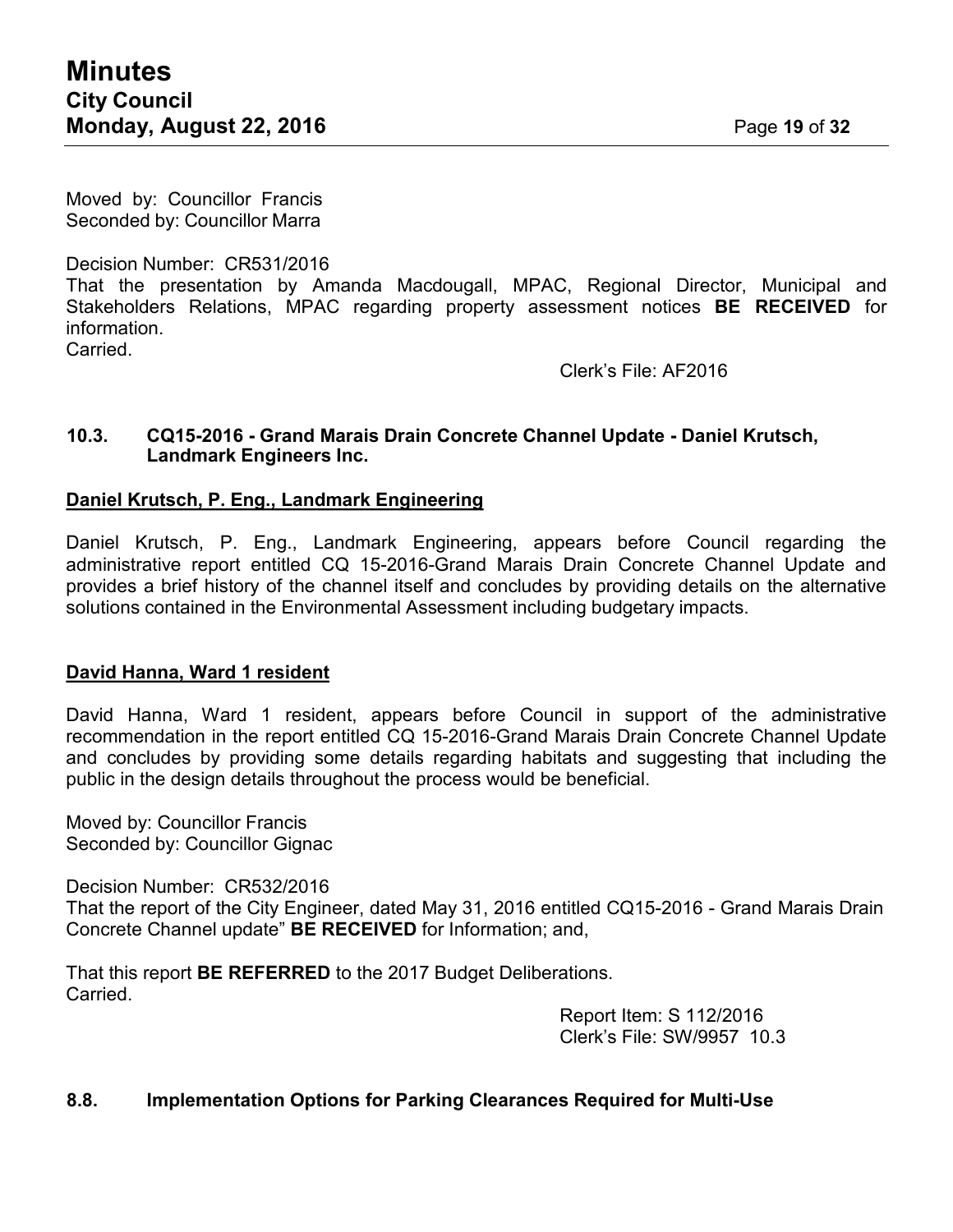Moved by: Councillor Francis
Seconded by: Councillor Marra

Decision Number: CR531/2016
That the presentation by Amanda Macdougall, MPAC, Regional Director, Municipal and Stakeholders Relations, MPAC regarding property assessment notices **BE RECEIVED** for information.
Carried.

Clerk's File: AF2016

### 10.3. CQ15-2016 - Grand Marais Drain Concrete Channel Update - Daniel Krutsch, Landmark Engineers Inc.

**Daniel Krutsch, P. Eng., Landmark Engineering**

Daniel Krutsch, P. Eng., Landmark Engineering, appears before Council regarding the administrative report entitled CQ 15-2016-Grand Marais Drain Concrete Channel Update and provides a brief history of the channel itself and concludes by providing details on the alternative solutions contained in the Environmental Assessment including budgetary impacts.

**David Hanna, Ward 1 resident**

David Hanna, Ward 1 resident, appears before Council in support of the administrative recommendation in the report entitled CQ 15-2016-Grand Marais Drain Concrete Channel Update and concludes by providing some details regarding habitats and suggesting that including the public in the design details throughout the process would be beneficial.

Moved by: Councillor Francis
Seconded by: Councillor Gignac

Decision Number: CR532/2016
That the report of the City Engineer, dated May 31, 2016 entitled CQ15-2016 - Grand Marais Drain Concrete Channel update" **BE RECEIVED** for Information; and,

That this report **BE REFERRED** to the 2017 Budget Deliberations.
Carried.

Report Item: S 112/2016
Clerk's File: SW/9957 10.3

### 8.8. Implementation Options for Parking Clearances Required for Multi-Use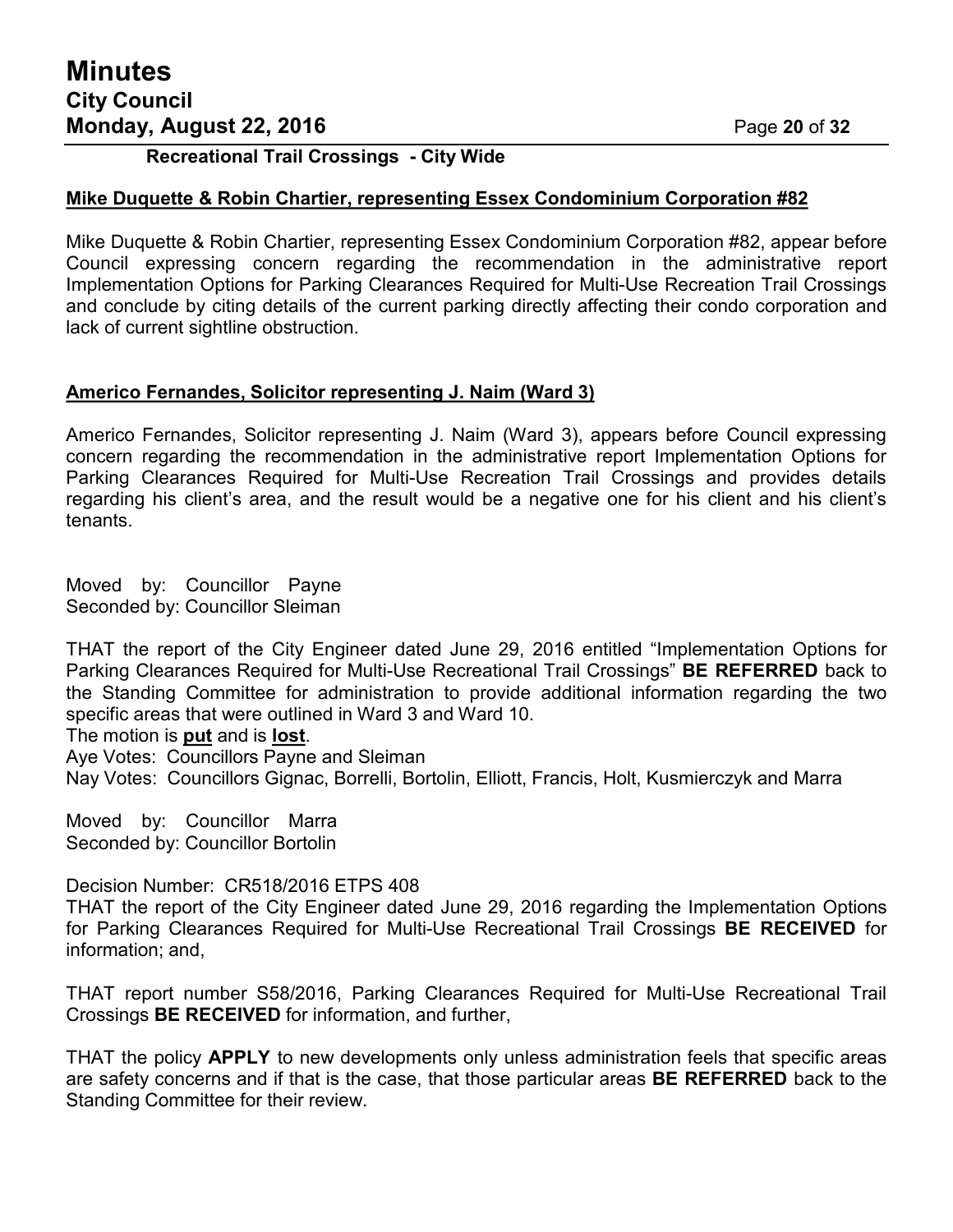**Recreational Trail Crossings - City Wide**

**Mike Duquette & Robin Chartier, representing Essex Condominium Corporation #82**

Mike Duquette & Robin Chartier, representing Essex Condominium Corporation #82, appear before Council expressing concern regarding the recommendation in the administrative report Implementation Options for Parking Clearances Required for Multi-Use Recreation Trail Crossings and conclude by citing details of the current parking directly affecting their condo corporation and lack of current sightline obstruction.

**Americo Fernandes, Solicitor representing J. Naim (Ward 3)**

Americo Fernandes, Solicitor representing J. Naim (Ward 3), appears before Council expressing concern regarding the recommendation in the administrative report Implementation Options for Parking Clearances Required for Multi-Use Recreation Trail Crossings and provides details regarding his client's area, and the result would be a negative one for his client and his client's tenants.

Moved by: Councillor Payne
Seconded by: Councillor Sleiman

THAT the report of the City Engineer dated June 29, 2016 entitled "Implementation Options for Parking Clearances Required for Multi-Use Recreational Trail Crossings" **BE REFERRED** back to the Standing Committee for administration to provide additional information regarding the two specific areas that were outlined in Ward 3 and Ward 10.
The motion is **put** and is **lost**.
Aye Votes: Councillors Payne and Sleiman
Nay Votes: Councillors Gignac, Borrelli, Bortolin, Elliott, Francis, Holt, Kusmierczyk and Marra

Moved by: Councillor Marra
Seconded by: Councillor Bortolin

Decision Number: CR518/2016 ETPS 408
THAT the report of the City Engineer dated June 29, 2016 regarding the Implementation Options for Parking Clearances Required for Multi-Use Recreational Trail Crossings **BE RECEIVED** for information; and,

THAT report number S58/2016, Parking Clearances Required for Multi-Use Recreational Trail Crossings **BE RECEIVED** for information, and further,

THAT the policy **APPLY** to new developments only unless administration feels that specific areas are safety concerns and if that is the case, that those particular areas **BE REFERRED** back to the Standing Committee for their review.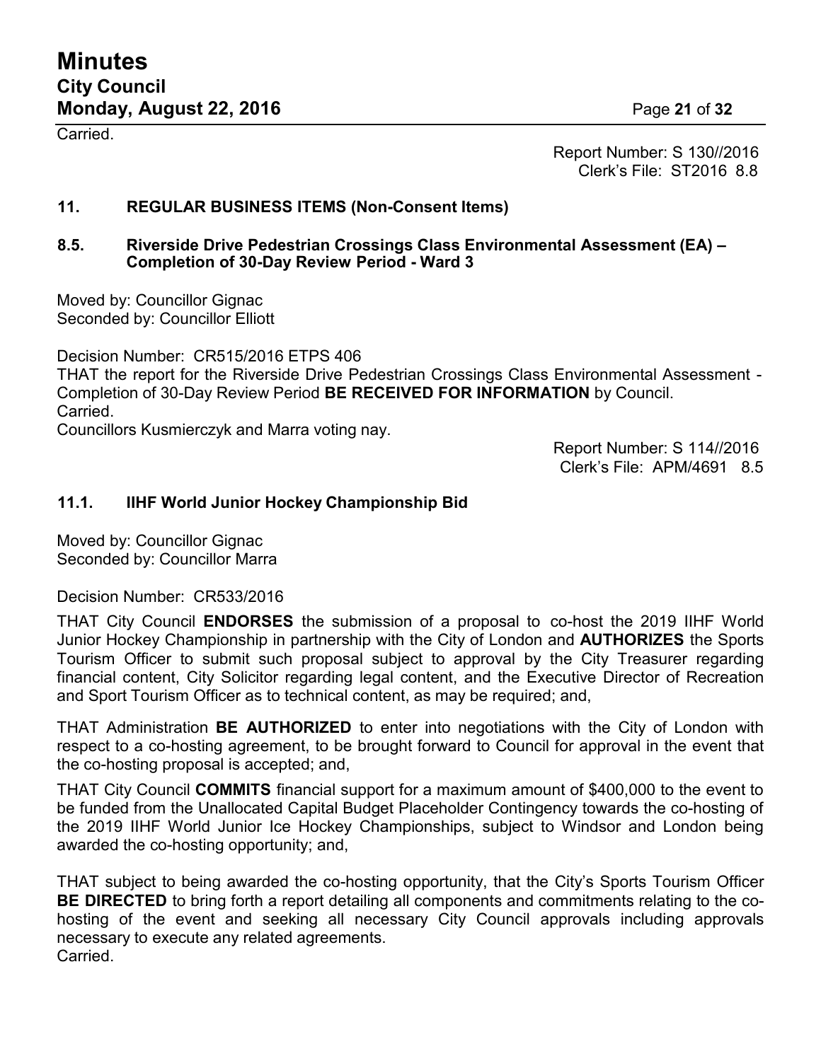Carried.

Report Number: S 130//2016
Clerk's File: ST2016 8.8

## 11. REGULAR BUSINESS ITEMS (Non-Consent Items)

### 8.5. Riverside Drive Pedestrian Crossings Class Environmental Assessment (EA) – Completion of 30-Day Review Period - Ward 3

Moved by: Councillor Gignac
Seconded by: Councillor Elliott

Decision Number: CR515/2016 ETPS 406
THAT the report for the Riverside Drive Pedestrian Crossings Class Environmental Assessment - Completion of 30-Day Review Period **BE RECEIVED FOR INFORMATION** by Council.
Carried.
Councillors Kusmierczyk and Marra voting nay.

Report Number: S 114//2016
Clerk's File: APM/4691 8.5

### 11.1. IIHF World Junior Hockey Championship Bid

Moved by: Councillor Gignac
Seconded by: Councillor Marra

Decision Number: CR533/2016

THAT City Council **ENDORSES** the submission of a proposal to co-host the 2019 IIHF World Junior Hockey Championship in partnership with the City of London and **AUTHORIZES** the Sports Tourism Officer to submit such proposal subject to approval by the City Treasurer regarding financial content, City Solicitor regarding legal content, and the Executive Director of Recreation and Sport Tourism Officer as to technical content, as may be required; and,

THAT Administration **BE AUTHORIZED** to enter into negotiations with the City of London with respect to a co-hosting agreement, to be brought forward to Council for approval in the event that the co-hosting proposal is accepted; and,

THAT City Council **COMMITS** financial support for a maximum amount of $400,000 to the event to be funded from the Unallocated Capital Budget Placeholder Contingency towards the co-hosting of the 2019 IIHF World Junior Ice Hockey Championships, subject to Windsor and London being awarded the co-hosting opportunity; and,

THAT subject to being awarded the co-hosting opportunity, that the City's Sports Tourism Officer **BE DIRECTED** to bring forth a report detailing all components and commitments relating to the co-hosting of the event and seeking all necessary City Council approvals including approvals necessary to execute any related agreements.
Carried.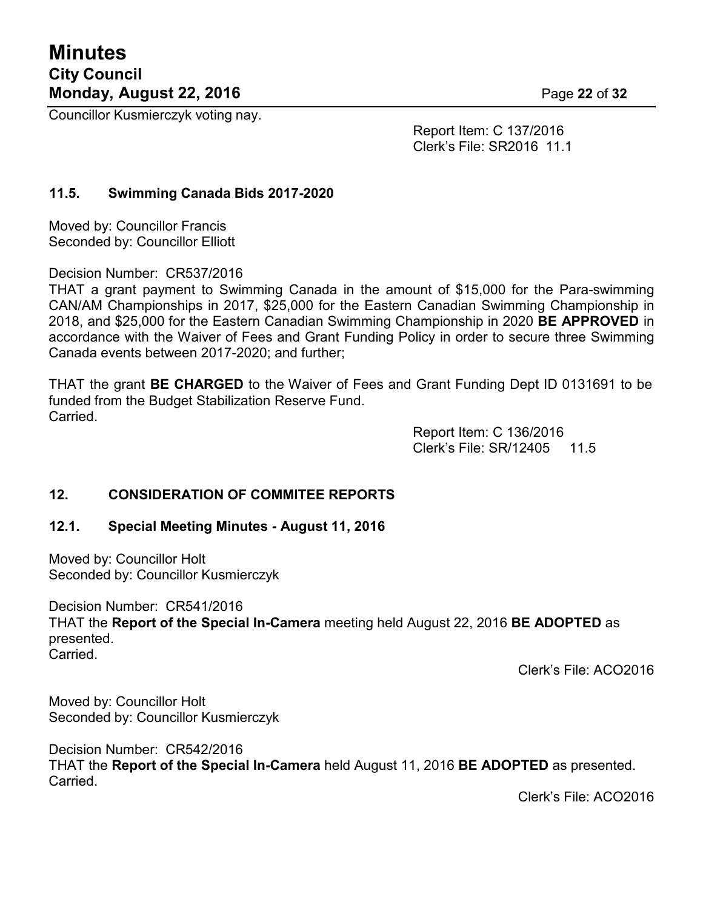Councillor Kusmierczyk voting nay.

Report Item: C 137/2016
Clerk's File: SR2016 11.1

### 11.5. Swimming Canada Bids 2017-2020

Moved by: Councillor Francis
Seconded by: Councillor Elliott

Decision Number: CR537/2016
THAT a grant payment to Swimming Canada in the amount of $15,000 for the Para-swimming CAN/AM Championships in 2017, $25,000 for the Eastern Canadian Swimming Championship in 2018, and $25,000 for the Eastern Canadian Swimming Championship in 2020 **BE APPROVED** in accordance with the Waiver of Fees and Grant Funding Policy in order to secure three Swimming Canada events between 2017-2020; and further;

THAT the grant **BE CHARGED** to the Waiver of Fees and Grant Funding Dept ID 0131691 to be funded from the Budget Stabilization Reserve Fund.
Carried.

Report Item: C 136/2016
Clerk's File: SR/12405 11.5

## 12. CONSIDERATION OF COMMITEE REPORTS

### 12.1. Special Meeting Minutes - August 11, 2016

Moved by: Councillor Holt
Seconded by: Councillor Kusmierczyk

Decision Number: CR541/2016
THAT the **Report of the Special In-Camera** meeting held August 22, 2016 **BE ADOPTED** as presented.
Carried.

Clerk's File: ACO2016

Moved by: Councillor Holt
Seconded by: Councillor Kusmierczyk

Decision Number: CR542/2016
THAT the **Report of the Special In-Camera** held August 11, 2016 **BE ADOPTED** as presented.
Carried.

Clerk's File: ACO2016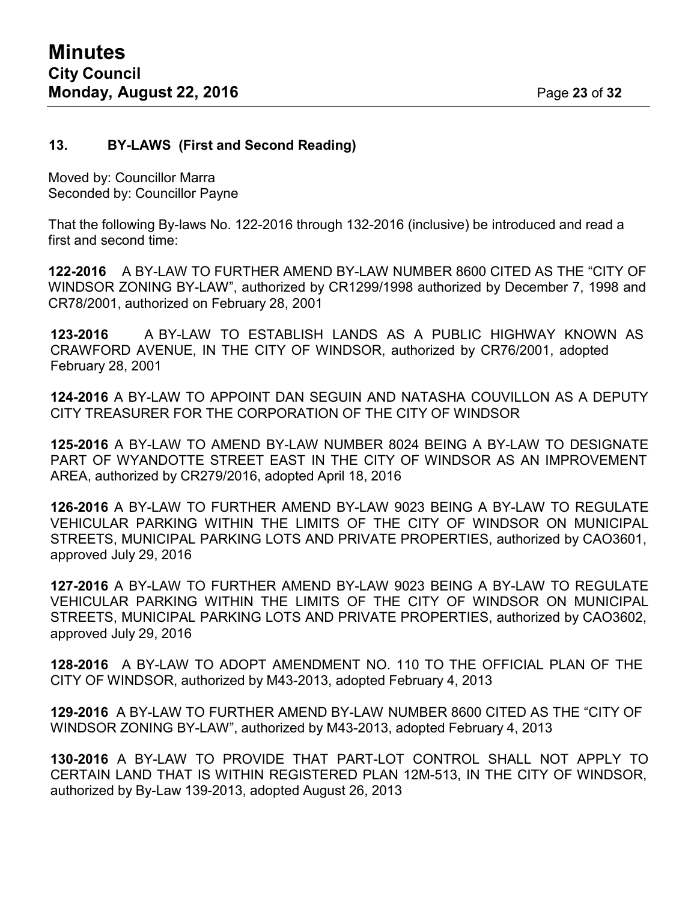## 13. BY-LAWS (First and Second Reading)

Moved by: Councillor Marra
Seconded by: Councillor Payne

That the following By-laws No. 122-2016 through 132-2016 (inclusive) be introduced and read a first and second time:

**122-2016** A BY-LAW TO FURTHER AMEND BY-LAW NUMBER 8600 CITED AS THE "CITY OF WINDSOR ZONING BY-LAW", authorized by CR1299/1998 authorized by December 7, 1998 and CR78/2001, authorized on February 28, 2001

**123-2016** A BY-LAW TO ESTABLISH LANDS AS A PUBLIC HIGHWAY KNOWN AS CRAWFORD AVENUE, IN THE CITY OF WINDSOR, authorized by CR76/2001, adopted February 28, 2001

**124-2016** A BY-LAW TO APPOINT DAN SEGUIN AND NATASHA COUVILLON AS A DEPUTY CITY TREASURER FOR THE CORPORATION OF THE CITY OF WINDSOR

**125-2016** A BY-LAW TO AMEND BY-LAW NUMBER 8024 BEING A BY-LAW TO DESIGNATE PART OF WYANDOTTE STREET EAST IN THE CITY OF WINDSOR AS AN IMPROVEMENT AREA, authorized by CR279/2016, adopted April 18, 2016

**126-2016** A BY-LAW TO FURTHER AMEND BY-LAW 9023 BEING A BY-LAW TO REGULATE VEHICULAR PARKING WITHIN THE LIMITS OF THE CITY OF WINDSOR ON MUNICIPAL STREETS, MUNICIPAL PARKING LOTS AND PRIVATE PROPERTIES, authorized by CAO3601, approved July 29, 2016

**127-2016** A BY-LAW TO FURTHER AMEND BY-LAW 9023 BEING A BY-LAW TO REGULATE VEHICULAR PARKING WITHIN THE LIMITS OF THE CITY OF WINDSOR ON MUNICIPAL STREETS, MUNICIPAL PARKING LOTS AND PRIVATE PROPERTIES, authorized by CAO3602, approved July 29, 2016

**128-2016** A BY-LAW TO ADOPT AMENDMENT NO. 110 TO THE OFFICIAL PLAN OF THE CITY OF WINDSOR, authorized by M43-2013, adopted February 4, 2013

**129-2016** A BY-LAW TO FURTHER AMEND BY-LAW NUMBER 8600 CITED AS THE "CITY OF WINDSOR ZONING BY-LAW", authorized by M43-2013, adopted February 4, 2013

**130-2016** A BY-LAW TO PROVIDE THAT PART-LOT CONTROL SHALL NOT APPLY TO CERTAIN LAND THAT IS WITHIN REGISTERED PLAN 12M-513, IN THE CITY OF WINDSOR, authorized by By-Law 139-2013, adopted August 26, 2013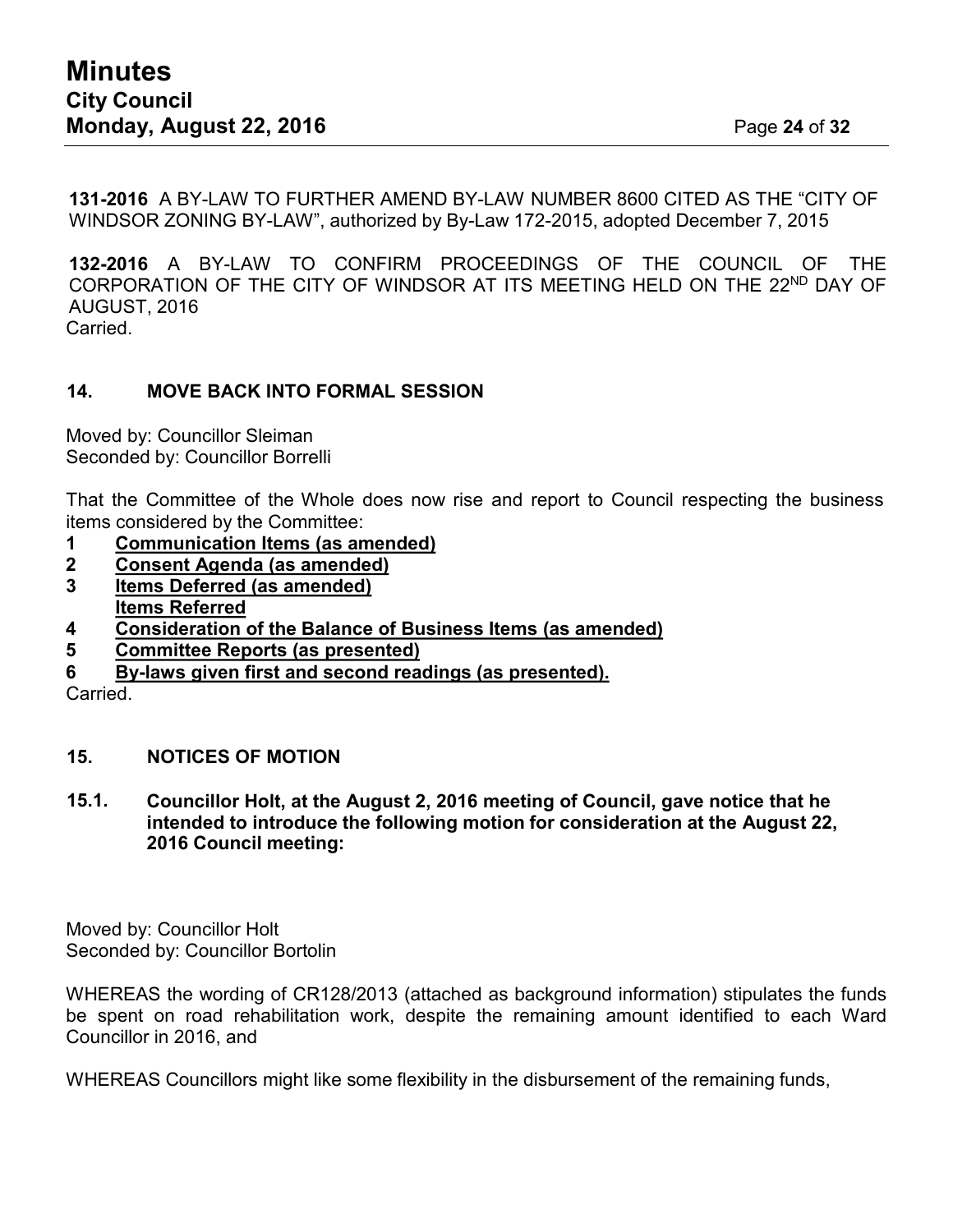**131-2016** A BY-LAW TO FURTHER AMEND BY-LAW NUMBER 8600 CITED AS THE "CITY OF WINDSOR ZONING BY-LAW", authorized by By-Law 172-2015, adopted December 7, 2015

**132-2016** A BY-LAW TO CONFIRM PROCEEDINGS OF THE COUNCIL OF THE CORPORATION OF THE CITY OF WINDSOR AT ITS MEETING HELD ON THE 22ND DAY OF AUGUST, 2016
Carried.

## 14. MOVE BACK INTO FORMAL SESSION

Moved by: Councillor Sleiman
Seconded by: Councillor Borrelli

That the Committee of the Whole does now rise and report to Council respecting the business items considered by the Committee:

**1 Communication Items (as amended)**
**2 Consent Agenda (as amended)**
**3 Items Deferred (as amended)**
**Items Referred**
**4 Consideration of the Balance of Business Items (as amended)**
**5 Committee Reports (as presented)**
**6 By-laws given first and second readings (as presented).**

Carried.

## 15. NOTICES OF MOTION

### 15.1. Councillor Holt, at the August 2, 2016 meeting of Council, gave notice that he intended to introduce the following motion for consideration at the August 22, 2016 Council meeting:

Moved by: Councillor Holt
Seconded by: Councillor Bortolin

WHEREAS the wording of CR128/2013 (attached as background information) stipulates the funds be spent on road rehabilitation work, despite the remaining amount identified to each Ward Councillor in 2016, and

WHEREAS Councillors might like some flexibility in the disbursement of the remaining funds,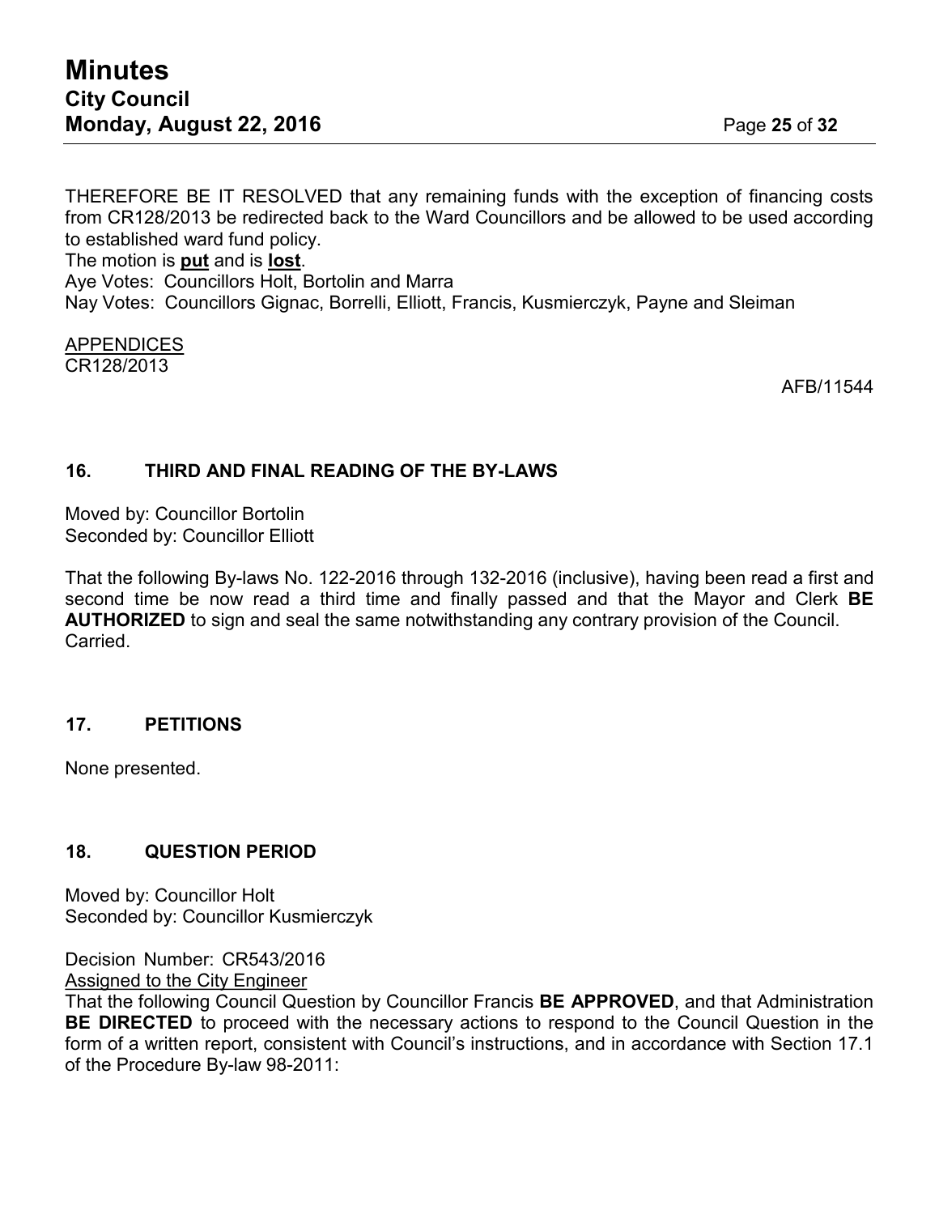THEREFORE BE IT RESOLVED that any remaining funds with the exception of financing costs from CR128/2013 be redirected back to the Ward Councillors and be allowed to be used according to established ward fund policy.
The motion is **put** and is **lost**.
Aye Votes: Councillors Holt, Bortolin and Marra
Nay Votes: Councillors Gignac, Borrelli, Elliott, Francis, Kusmierczyk, Payne and Sleiman

APPENDICES
CR128/2013

AFB/11544

## 16. THIRD AND FINAL READING OF THE BY-LAWS

Moved by: Councillor Bortolin
Seconded by: Councillor Elliott

That the following By-laws No. 122-2016 through 132-2016 (inclusive), having been read a first and second time be now read a third time and finally passed and that the Mayor and Clerk **BE AUTHORIZED** to sign and seal the same notwithstanding any contrary provision of the Council.
Carried.

## 17. PETITIONS

None presented.

## 18. QUESTION PERIOD

Moved by: Councillor Holt
Seconded by: Councillor Kusmierczyk

Decision Number: CR543/2016
Assigned to the City Engineer
That the following Council Question by Councillor Francis **BE APPROVED**, and that Administration **BE DIRECTED** to proceed with the necessary actions to respond to the Council Question in the form of a written report, consistent with Council's instructions, and in accordance with Section 17.1 of the Procedure By-law 98-2011: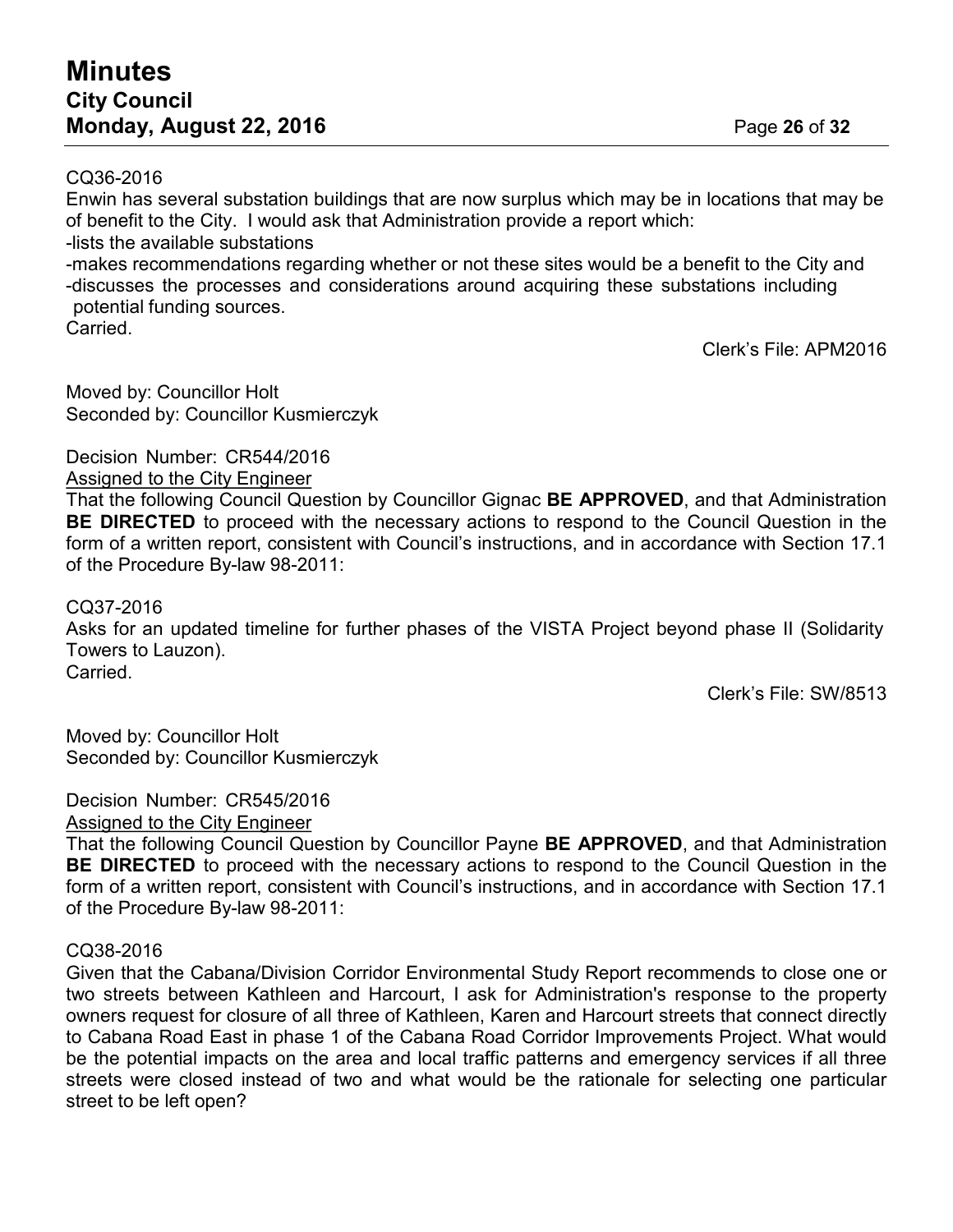CQ36-2016

Enwin has several substation buildings that are now surplus which may be in locations that may be of benefit to the City. I would ask that Administration provide a report which:

-lists the available substations

-makes recommendations regarding whether or not these sites would be a benefit to the City and

-discusses the processes and considerations around acquiring these substations including potential funding sources.

Carried.

Clerk's File: APM2016

Moved by: Councillor Holt
Seconded by: Councillor Kusmierczyk

Decision Number: CR544/2016
Assigned to the City Engineer

That the following Council Question by Councillor Gignac **BE APPROVED**, and that Administration **BE DIRECTED** to proceed with the necessary actions to respond to the Council Question in the form of a written report, consistent with Council's instructions, and in accordance with Section 17.1 of the Procedure By-law 98-2011:

CQ37-2016

Asks for an updated timeline for further phases of the VISTA Project beyond phase II (Solidarity Towers to Lauzon).

Carried.

Clerk's File: SW/8513

Moved by: Councillor Holt
Seconded by: Councillor Kusmierczyk

Decision Number: CR545/2016
Assigned to the City Engineer

That the following Council Question by Councillor Payne **BE APPROVED**, and that Administration **BE DIRECTED** to proceed with the necessary actions to respond to the Council Question in the form of a written report, consistent with Council's instructions, and in accordance with Section 17.1 of the Procedure By-law 98-2011:

CQ38-2016

Given that the Cabana/Division Corridor Environmental Study Report recommends to close one or two streets between Kathleen and Harcourt, I ask for Administration's response to the property owners request for closure of all three of Kathleen, Karen and Harcourt streets that connect directly to Cabana Road East in phase 1 of the Cabana Road Corridor Improvements Project. What would be the potential impacts on the area and local traffic patterns and emergency services if all three streets were closed instead of two and what would be the rationale for selecting one particular street to be left open?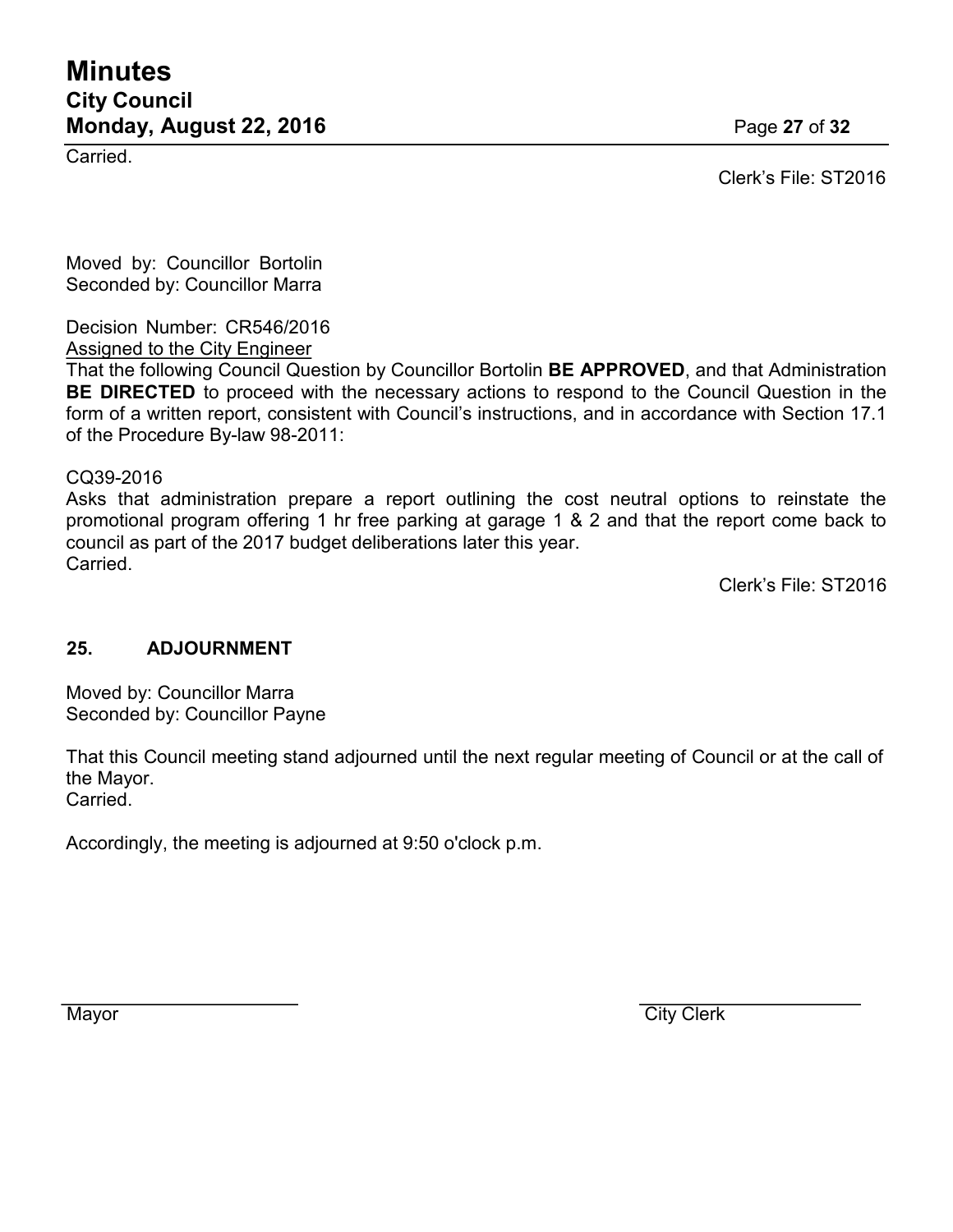Carried.

Clerk's File: ST2016

Moved by: Councillor Bortolin
Seconded by: Councillor Marra

Decision Number: CR546/2016
Assigned to the City Engineer
That the following Council Question by Councillor Bortolin **BE APPROVED**, and that Administration **BE DIRECTED** to proceed with the necessary actions to respond to the Council Question in the form of a written report, consistent with Council's instructions, and in accordance with Section 17.1 of the Procedure By-law 98-2011:

CQ39-2016
Asks that administration prepare a report outlining the cost neutral options to reinstate the promotional program offering 1 hr free parking at garage 1 & 2 and that the report come back to council as part of the 2017 budget deliberations later this year.
Carried.

Clerk's File: ST2016

## 25. ADJOURNMENT

Moved by: Councillor Marra
Seconded by: Councillor Payne

That this Council meeting stand adjourned until the next regular meeting of Council or at the call of the Mayor.
Carried.

Accordingly, the meeting is adjourned at 9:50 o'clock p.m.

Mayor

City Clerk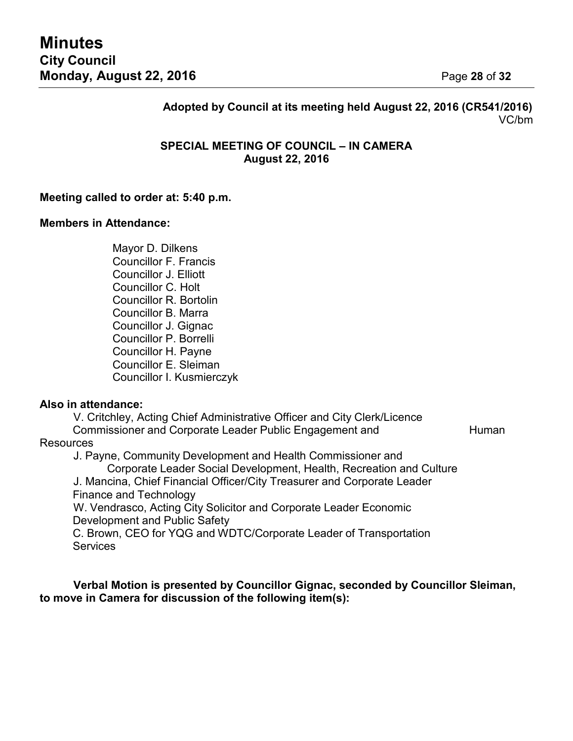**Adopted by Council at its meeting held August 22, 2016 (CR541/2016)**
VC/bm

**SPECIAL MEETING OF COUNCIL – IN CAMERA**
**August 22, 2016**

**Meeting called to order at: 5:40 p.m.**

**Members in Attendance:**

Mayor D. Dilkens
Councillor F. Francis
Councillor J. Elliott
Councillor C. Holt
Councillor R. Bortolin
Councillor B. Marra
Councillor J. Gignac
Councillor P. Borrelli
Councillor H. Payne
Councillor E. Sleiman
Councillor I. Kusmierczyk

**Also in attendance:**

V. Critchley, Acting Chief Administrative Officer and City Clerk/Licence Commissioner and Corporate Leader Public Engagement and Human Resources
J. Payne, Community Development and Health Commissioner and Corporate Leader Social Development, Health, Recreation and Culture
J. Mancina, Chief Financial Officer/City Treasurer and Corporate Leader Finance and Technology
W. Vendrasco, Acting City Solicitor and Corporate Leader Economic Development and Public Safety
C. Brown, CEO for YQG and WDTC/Corporate Leader of Transportation Services

**Verbal Motion is presented by Councillor Gignac, seconded by Councillor Sleiman, to move in Camera for discussion of the following item(s):**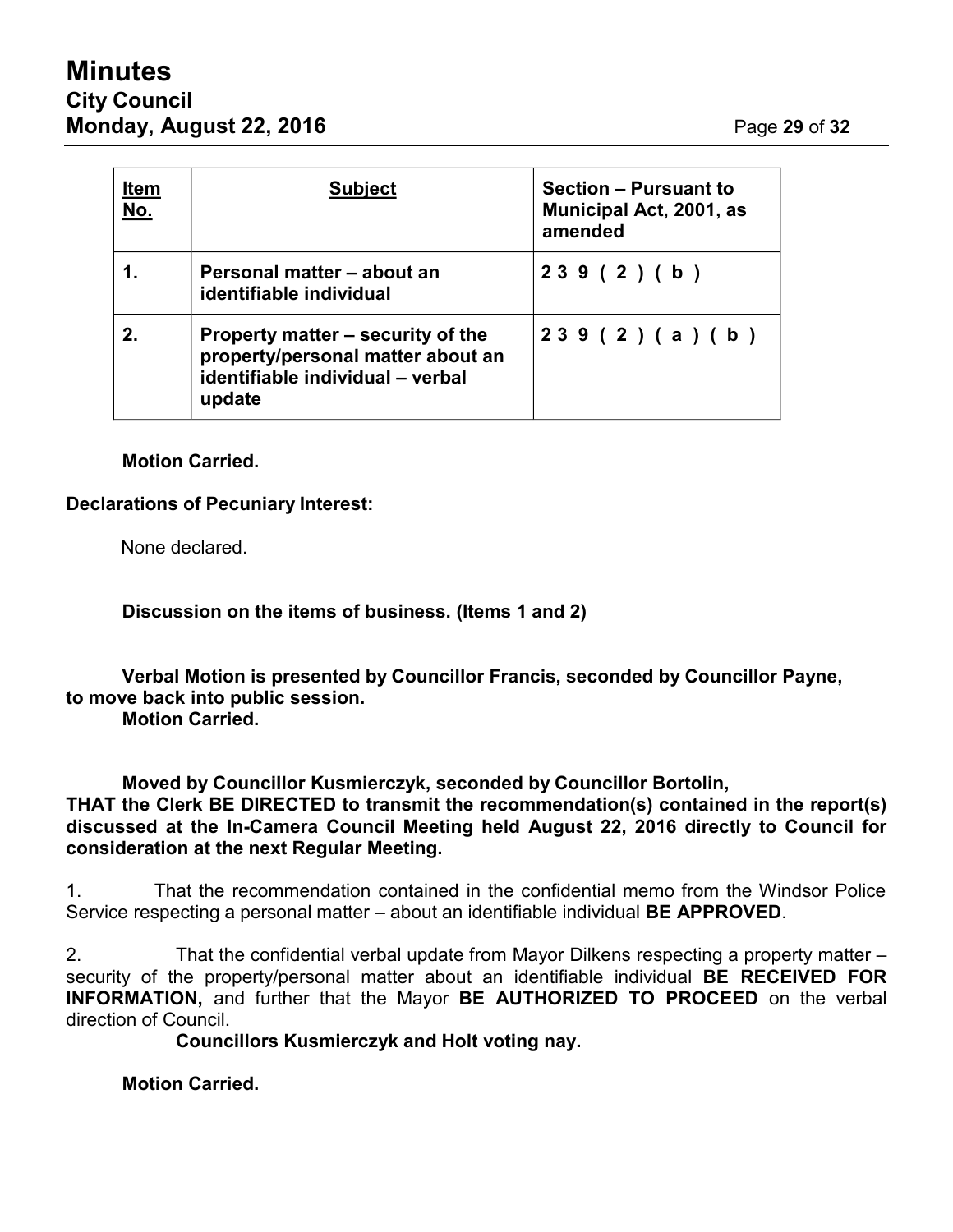| Item No. | Subject | Section – Pursuant to Municipal Act, 2001, as amended |
|---|---|---|
| 1. | Personal matter – about an identifiable individual | 239(2)(b) |
| 2. | Property matter – security of the property/personal matter about an identifiable individual – verbal update | 239(2)(a)(b) |

**Motion Carried.**

**Declarations of Pecuniary Interest:**

None declared.

**Discussion on the items of business. (Items 1 and 2)**

**Verbal Motion is presented by Councillor Francis, seconded by Councillor Payne, to move back into public session.**
**Motion Carried.**

**Moved by Councillor Kusmierczyk, seconded by Councillor Bortolin,**
**THAT the Clerk BE DIRECTED to transmit the recommendation(s) contained in the report(s) discussed at the In-Camera Council Meeting held August 22, 2016 directly to Council for consideration at the next Regular Meeting.**

1. That the recommendation contained in the confidential memo from the Windsor Police Service respecting a personal matter – about an identifiable individual **BE APPROVED**.

2. That the confidential verbal update from Mayor Dilkens respecting a property matter – security of the property/personal matter about an identifiable individual **BE RECEIVED FOR INFORMATION,** and further that the Mayor **BE AUTHORIZED TO PROCEED** on the verbal direction of Council.
**Councillors Kusmierczyk and Holt voting nay.**

**Motion Carried.**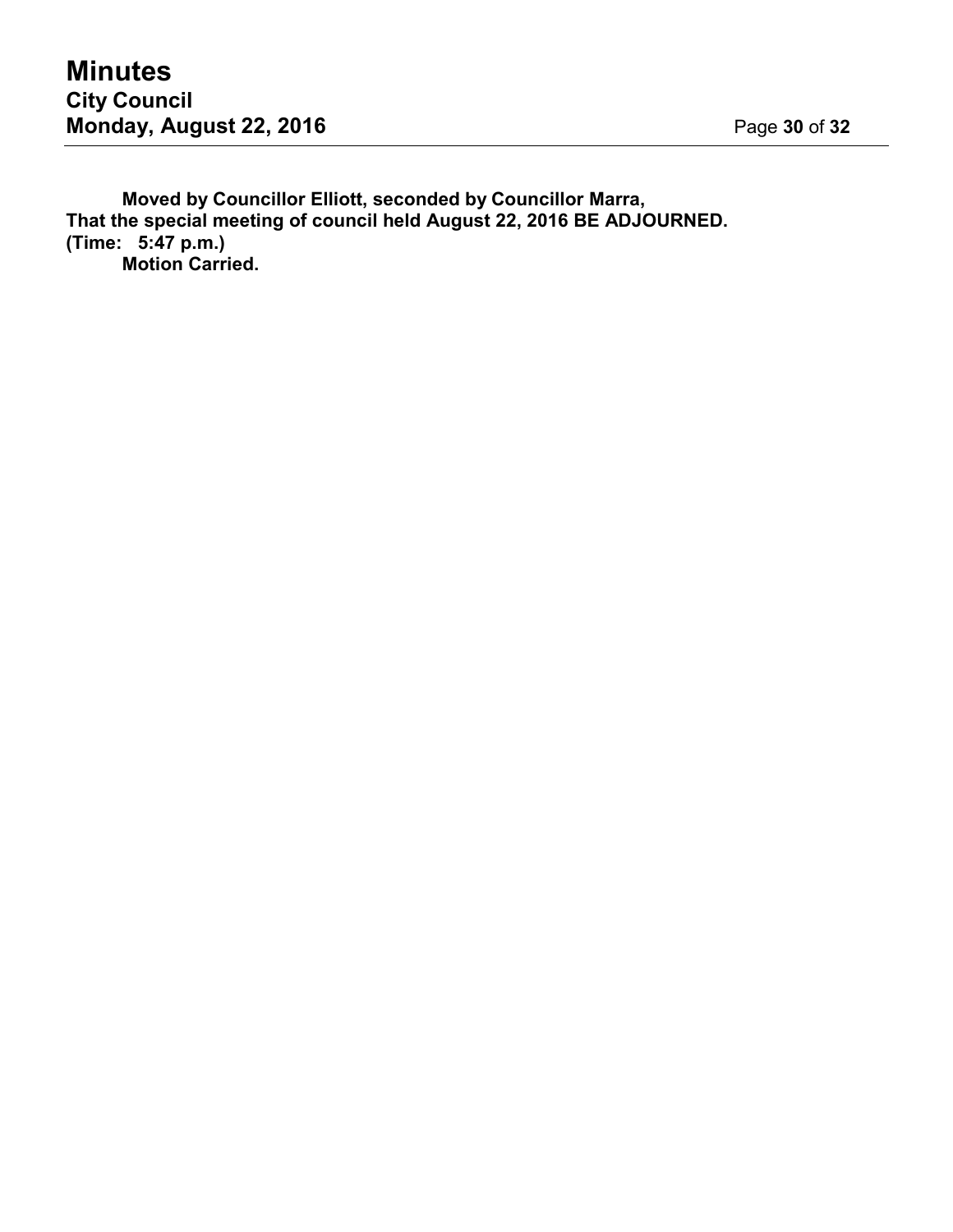**Moved by Councillor Elliott, seconded by Councillor Marra,**
**That the special meeting of council held August 22, 2016 BE ADJOURNED.**
**(Time: 5:47 p.m.)**
**Motion Carried.**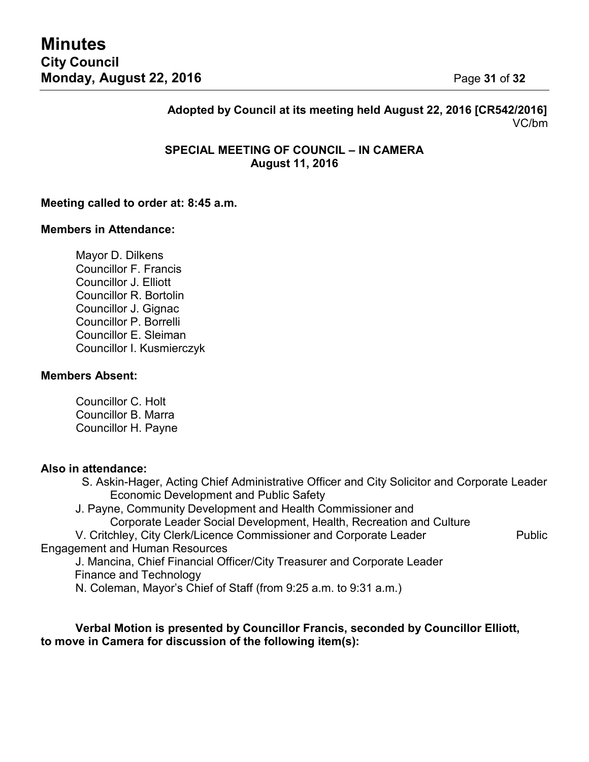**Adopted by Council at its meeting held August 22, 2016 [CR542/2016]**
VC/bm

**SPECIAL MEETING OF COUNCIL – IN CAMERA**
**August 11, 2016**

**Meeting called to order at: 8:45 a.m.**

**Members in Attendance:**

Mayor D. Dilkens
Councillor F. Francis
Councillor J. Elliott
Councillor R. Bortolin
Councillor J. Gignac
Councillor P. Borrelli
Councillor E. Sleiman
Councillor I. Kusmierczyk

**Members Absent:**

Councillor C. Holt
Councillor B. Marra
Councillor H. Payne

**Also in attendance:**

S. Askin-Hager, Acting Chief Administrative Officer and City Solicitor and Corporate Leader Economic Development and Public Safety
J. Payne, Community Development and Health Commissioner and Corporate Leader Social Development, Health, Recreation and Culture
V. Critchley, City Clerk/Licence Commissioner and Corporate Leader Public Engagement and Human Resources
J. Mancina, Chief Financial Officer/City Treasurer and Corporate Leader Finance and Technology
N. Coleman, Mayor's Chief of Staff (from 9:25 a.m. to 9:31 a.m.)

**Verbal Motion is presented by Councillor Francis, seconded by Councillor Elliott, to move in Camera for discussion of the following item(s):**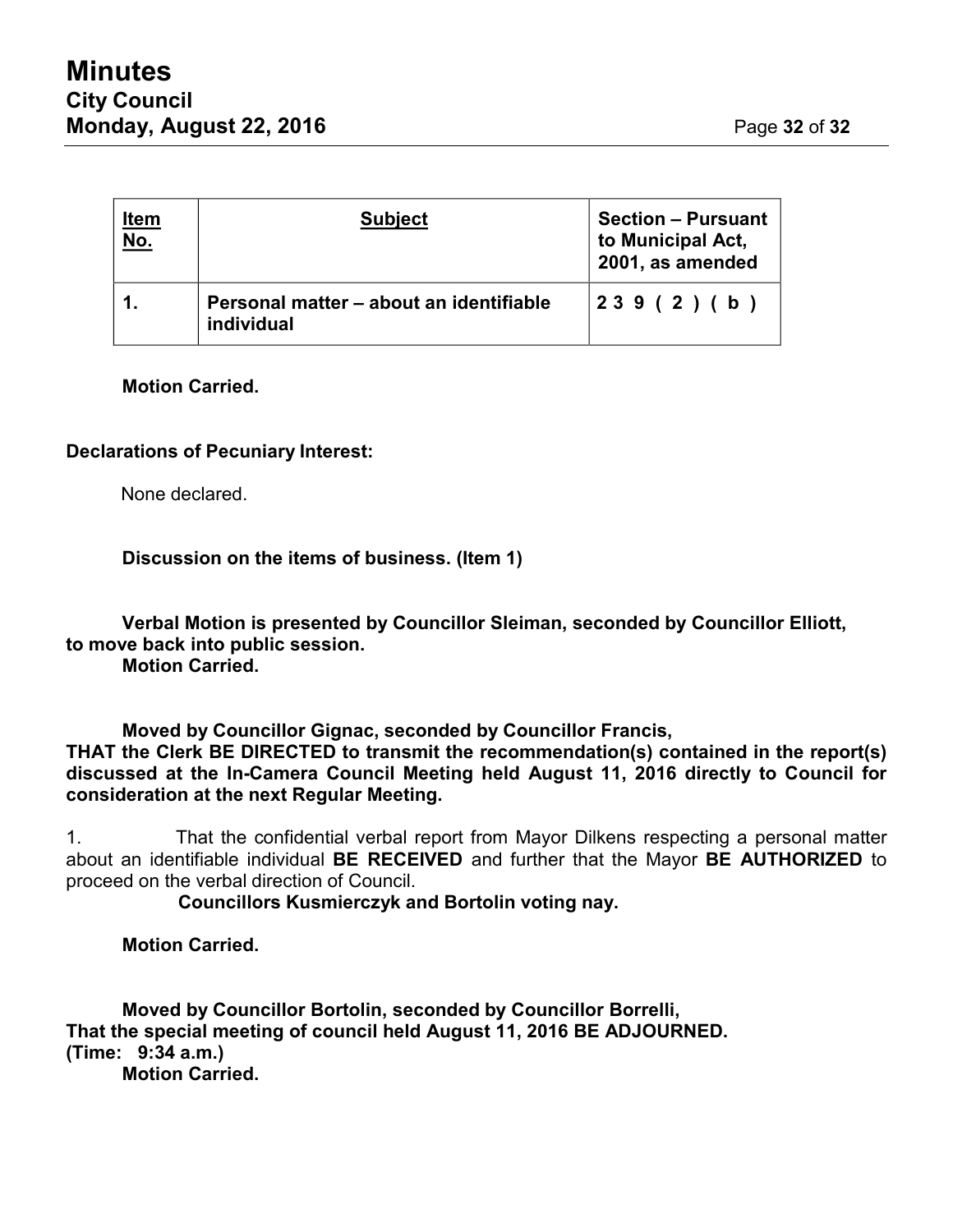| Item No. | Subject | Section – Pursuant to Municipal Act, 2001, as amended |
|---|---|---|
| **1.** | **Personal matter – about an identifiable individual** | **2 3 9 ( 2 ) ( b )** |

**Motion Carried.**

**Declarations of Pecuniary Interest:**

None declared.

**Discussion on the items of business. (Item 1)**

**Verbal Motion is presented by Councillor Sleiman, seconded by Councillor Elliott, to move back into public session.**
**Motion Carried.**

**Moved by Councillor Gignac, seconded by Councillor Francis,**
**THAT the Clerk BE DIRECTED to transmit the recommendation(s) contained in the report(s) discussed at the In-Camera Council Meeting held August 11, 2016 directly to Council for consideration at the next Regular Meeting.**

1. That the confidential verbal report from Mayor Dilkens respecting a personal matter about an identifiable individual **BE RECEIVED** and further that the Mayor **BE AUTHORIZED** to proceed on the verbal direction of Council.
**Councillors Kusmierczyk and Bortolin voting nay.**

**Motion Carried.**

**Moved by Councillor Bortolin, seconded by Councillor Borrelli,**
**That the special meeting of council held August 11, 2016 BE ADJOURNED.**
**(Time: 9:34 a.m.)**
**Motion Carried.**